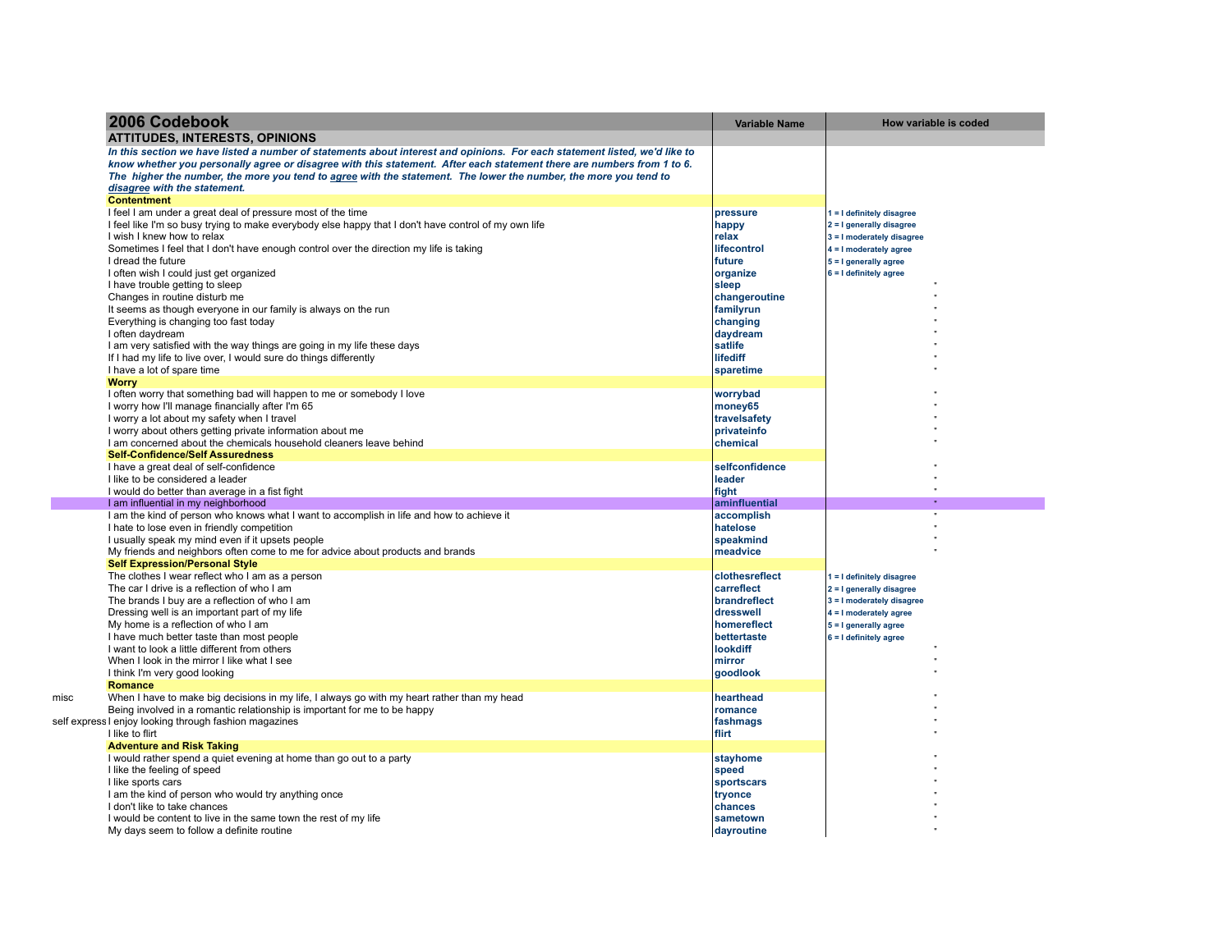| 2006 Codebook | Variable Name | How variable is coded |
|---|---|---|
| **ATTITUDES, INTERESTS, OPINIONS** | | |
| *In this section we have listed a number of statements about interest and opinions. For each statement listed, we'd like to know whether you personally agree or disagree with this statement. After each statement there are numbers from 1 to 6. The higher the number, the more you tend to agree with the statement. The lower the number, the more you tend to disagree with the statement.* | | |
| **Contentment** | | |
| I feel I am under a great deal of pressure most of the time | pressure | 1 = I definitely disagree |
| I feel like I'm so busy trying to make everybody else happy that I don't have control of my own life | happy | 2 = I generally disagree |
| I wish I knew how to relax | relax | 3 = I moderately disagree |
| Sometimes I feel that I don't have enough control over the direction my life is taking | lifecontrol | 4 = I moderately agree |
| I dread the future | future | 5 = I generally agree |
| I often wish I could just get organized | organize | 6 = I definitely agree |
| I have trouble getting to sleep | sleep | " |
| Changes in routine disturb me | changeroutine | " |
| It seems as though everyone in our family is always on the run | familyrun | " |
| Everything is changing too fast today | changing | " |
| I often daydream | daydream | " |
| I am very satisfied with the way things are going in my life these days | satlife | " |
| If I had my life to live over, I would sure do things differently | lifediff | " |
| I have a lot of spare time | sparetime | " |
| **Worry** | | |
| I often worry that something bad will happen to me or somebody I love | worrybad | " |
| I worry how I'll manage financially after I'm 65 | money65 | " |
| I worry a lot about my safety when I travel | travelsafety | " |
| I worry about others getting private information about me | privateinfo | " |
| I am concerned about the chemicals household cleaners leave behind | chemical | " |
| **Self-Confidence/Self Assuredness** | | |
| I have a great deal of self-confidence | selfconfidence | " |
| I like to be considered a leader | leader | " |
| I would do better than average in a fist fight | fight | " |
| I am influential in my neighborhood | aminfluential | " |
| I am the kind of person who knows what I want to accomplish in life and how to achieve it | accomplish | " |
| I hate to lose even in friendly competition | hatelose | " |
| I usually speak my mind even if it upsets people | speakmind | " |
| My friends and neighbors often come to me for advice about products and brands | meadvice | " |
| **Self Expression/Personal Style** | | |
| The clothes I wear reflect who I am as a person | clothesreflect | 1 = I definitely disagree |
| The car I drive is a reflection of who I am | carreflect | 2 = I generally disagree |
| The brands I buy are a reflection of who I am | brandreflect | 3 = I moderately disagree |
| Dressing well is an important part of my life | dresswell | 4 = I moderately agree |
| My home is a reflection of who I am | homereflect | 5 = I generally agree |
| I have much better taste than most people | bettertaste | 6 = I definitely agree |
| I want to look a little different from others | lookdiff | " |
| When I look in the mirror I like what I see | mirror | " |
| I think I'm very good looking | goodlook | " |
| **Romance** | | |
| (misc) When I have to make big decisions in my life, I always go with my heart rather than my head | hearthead | " |
| Being involved in a romantic relationship is important for me to be happy | romance | " |
| (self express) I enjoy looking through fashion magazines | fashmags | " |
| I like to flirt | flirt | " |
| **Adventure and Risk Taking** | | |
| I would rather spend a quiet evening at home than go out to a party | stayhome | " |
| I like the feeling of speed | speed | " |
| I like sports cars | sportscars | " |
| I am the kind of person who would try anything once | tryonce | " |
| I don't like to take chances | chances | " |
| I would be content to live in the same town the rest of my life | sametown | " |
| My days seem to follow a definite routine | dayroutine | " |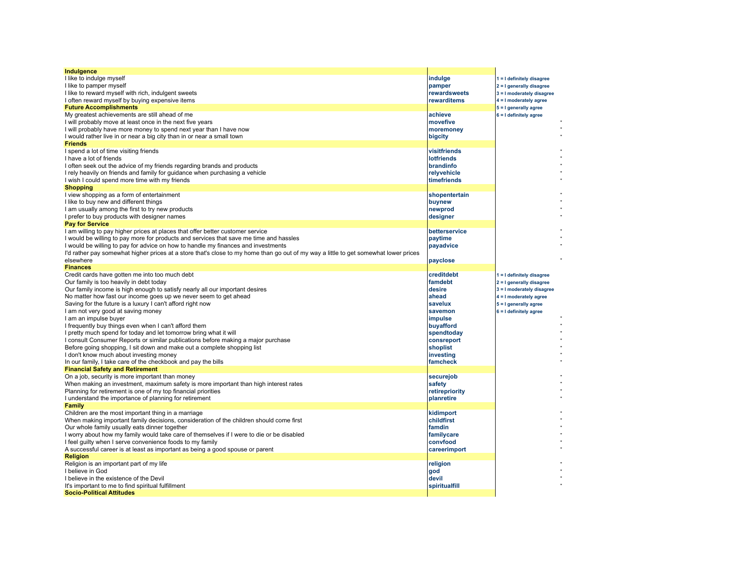| Statement | Variable | Scale |
|---|---|---|
| **Indulgence** | | |
| I like to indulge myself | **indulge** | 1 = I definitely disagree |
| I like to pamper myself | **pamper** | 2 = I generally disagree |
| I like to reward myself with rich, indulgent sweets | **rewardsweets** | 3 = I moderately disagree |
| I often reward myself by buying expensive items | **rewarditems** | 4 = I moderately agree |
| **Future Accomplishments** | | 5 = I generally agree |
| My greatest achievements are still ahead of me | **achieve** | 6 = I definitely agree |
| I will probably move at least once in the next five years | **movefive** | " |
| I will probably have more money to spend next year than I have now | **moremoney** | " |
| I would rather live in or near a big city than in or near a small town | **bigcity** | " |
| **Friends** | | |
| I spend a lot of time visiting friends | **visitfriends** | " |
| I have a lot of friends | **lotfriends** | " |
| I often seek out the advice of my friends regarding brands and products | **brandinfo** | " |
| I rely heavily on friends and family for guidance when purchasing a vehicle | **relyvehicle** | " |
| I wish I could spend more time with my friends | **timefriends** | " |
| **Shopping** | | |
| I view shopping as a form of entertainment | **shopentertain** | " |
| I like to buy new and different things | **buynew** | " |
| I am usually among the first to try new products | **newprod** | " |
| I prefer to buy products with designer names | **designer** | " |
| **Pay for Service** | | |
| I am willing to pay higher prices at places that offer better customer service | **betterservice** | " |
| I would be willing to pay more for products and services that save me time and hassles | **paytime** | " |
| I would be willing to pay for advice on how to handle my finances and investments | **payadvice** | " |
| I'd rather pay somewhat higher prices at a store that's close to my home than go out of my way a little to get somewhat lower prices elsewhere | **payclose** | " |
| **Finances** | | |
| Credit cards have gotten me into too much debt | **creditdebt** | 1 = I definitely disagree |
| Our family is too heavily in debt today | **famdebt** | 2 = I generally disagree |
| Our family income is high enough to satisfy nearly all our important desires | **desire** | 3 = I moderately disagree |
| No matter how fast our income goes up we never seem to get ahead | **ahead** | 4 = I moderately agree |
| Saving for the future is a luxury I can't afford right now | **savelux** | 5 = I generally agree |
| I am not very good at saving money | **savemon** | 6 = I definitely agree |
| I am an impulse buyer | **impulse** | " |
| I frequently buy things even when I can't afford them | **buyafford** | " |
| I pretty much spend for today and let tomorrow bring what it will | **spendtoday** | " |
| I consult Consumer Reports or similar publications before making a major purchase | **consreport** | " |
| Before going shopping, I sit down and make out a complete shopping list | **shoplist** | " |
| I don't know much about investing money | **investing** | " |
| In our family, I take care of the checkbook and pay the bills | **famcheck** | " |
| **Financial Safety and Retirement** | | |
| On a job, security is more important than money | **securejob** | " |
| When making an investment, maximum safety is more important than high interest rates | **safety** | " |
| Planning for retirement is one of my top financial priorities | **retirepriority** | " |
| I understand the importance of planning for retirement | **planretire** | " |
| **Family** | | |
| Children are the most important thing in a marriage | **kidimport** | " |
| When making important family decisions, consideration of the children should come first | **childfirst** | " |
| Our whole family usually eats dinner together | **famdin** | " |
| I worry about how my family would take care of themselves if I were to die or be disabled | **familycare** | " |
| I feel guilty when I serve convenience foods to my family | **convfood** | " |
| A successful career is at least as important as being a good spouse or parent | **careerimport** | " |
| **Religion** | | |
| Religion is an important part of my life | **religion** | " |
| I believe in God | **god** | " |
| I believe in the existence of the Devil | **devil** | " |
| It's important to me to find spiritual fulfillment | **spiritualfill** | " |
| **Socio-Political Attitudes** | | |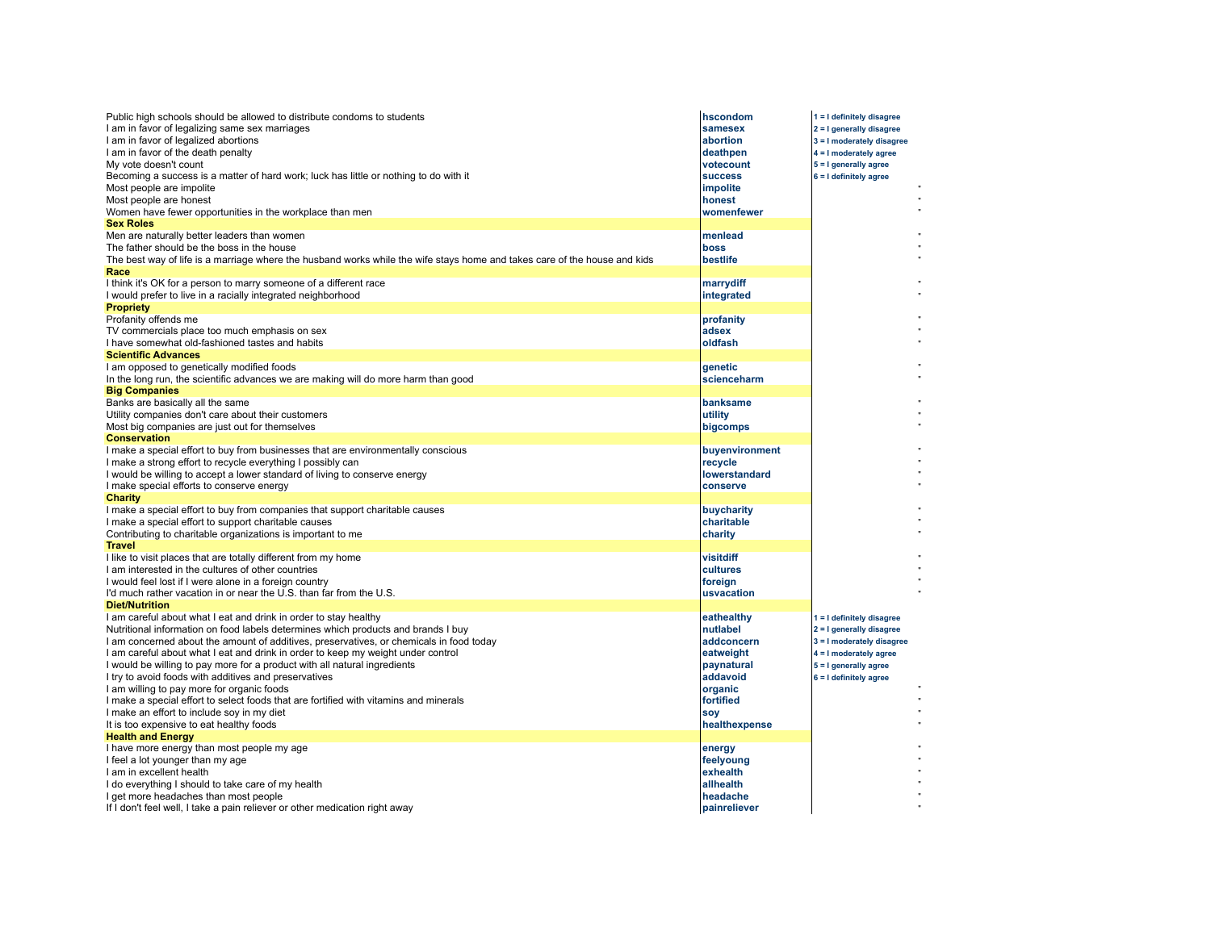| Statement | Variable | Scale |
|---|---|---|
| Public high schools should be allowed to distribute condoms to students | **hscondom** | 1 = I definitely disagree |
| I am in favor of legalizing same sex marriages | **samesex** | 2 = I generally disagree |
| I am in favor of legalized abortions | **abortion** | 3 = I moderately disagree |
| I am in favor of the death penalty | **deathpen** | 4 = I moderately agree |
| My vote doesn't count | **votecount** | 5 = I generally agree |
| Becoming a success is a matter of hard work; luck has little or nothing to do with it | **success** | 6 = I definitely agree |
| Most people are impolite | **impolite** | " |
| Most people are honest | **honest** | " |
| Women have fewer opportunities in the workplace than men | **womenfewer** | " |
| **Sex Roles** | | |
| Men are naturally better leaders than women | **menlead** | " |
| The father should be the boss in the house | **boss** | " |
| The best way of life is a marriage where the husband works while the wife stays home and takes care of the house and kids | **bestlife** | " |
| **Race** | | |
| I think it's OK for a person to marry someone of a different race | **marrydiff** | " |
| I would prefer to live in a racially integrated neighborhood | **integrated** | " |
| **Propriety** | | |
| Profanity offends me | **profanity** | " |
| TV commercials place too much emphasis on sex | **adsex** | " |
| I have somewhat old-fashioned tastes and habits | **oldfash** | " |
| **Scientific Advances** | | |
| I am opposed to genetically modified foods | **genetic** | " |
| In the long run, the scientific advances we are making will do more harm than good | **scienceharm** | " |
| **Big Companies** | | |
| Banks are basically all the same | **banksame** | " |
| Utility companies don't care about their customers | **utility** | " |
| Most big companies are just out for themselves | **bigcomps** | " |
| **Conservation** | | |
| I make a special effort to buy from businesses that are environmentally conscious | **buyenvironment** | " |
| I make a strong effort to recycle everything I possibly can | **recycle** | " |
| I would be willing to accept a lower standard of living to conserve energy | **lowerstandard** | " |
| I make special efforts to conserve energy | **conserve** | " |
| **Charity** | | |
| I make a special effort to buy from companies that support charitable causes | **buycharity** | " |
| I make a special effort to support charitable causes | **charitable** | " |
| Contributing to charitable organizations is important to me | **charity** | " |
| **Travel** | | |
| I like to visit places that are totally different from my home | **visitdiff** | " |
| I am interested in the cultures of other countries | **cultures** | " |
| I would feel lost if I were alone in a foreign country | **foreign** | " |
| I'd much rather vacation in or near the U.S. than far from the U.S. | **usvacation** | " |
| **Diet/Nutrition** | | |
| I am careful about what I eat and drink in order to stay healthy | **eathealthy** | 1 = I definitely disagree |
| Nutritional information on food labels determines which products and brands I buy | **nutlabel** | 2 = I generally disagree |
| I am concerned about the amount of additives, preservatives, or chemicals in food today | **addconcern** | 3 = I moderately disagree |
| I am careful about what I eat and drink in order to keep my weight under control | **eatweight** | 4 = I moderately agree |
| I would be willing to pay more for a product with all natural ingredients | **paynatural** | 5 = I generally agree |
| I try to avoid foods with additives and preservatives | **addavoid** | 6 = I definitely agree |
| I am willing to pay more for organic foods | **organic** | " |
| I make a special effort to select foods that are fortified with vitamins and minerals | **fortified** | " |
| I make an effort to include soy in my diet | **soy** | " |
| It is too expensive to eat healthy foods | **healthexpense** | " |
| **Health and Energy** | | |
| I have more energy than most people my age | **energy** | " |
| I feel a lot younger than my age | **feelyoung** | " |
| I am in excellent health | **exhealth** | " |
| I do everything I should to take care of my health | **allhealth** | " |
| I get more headaches than most people | **headache** | " |
| If I don't feel well, I take a pain reliever or other medication right away | **painreliever** | " |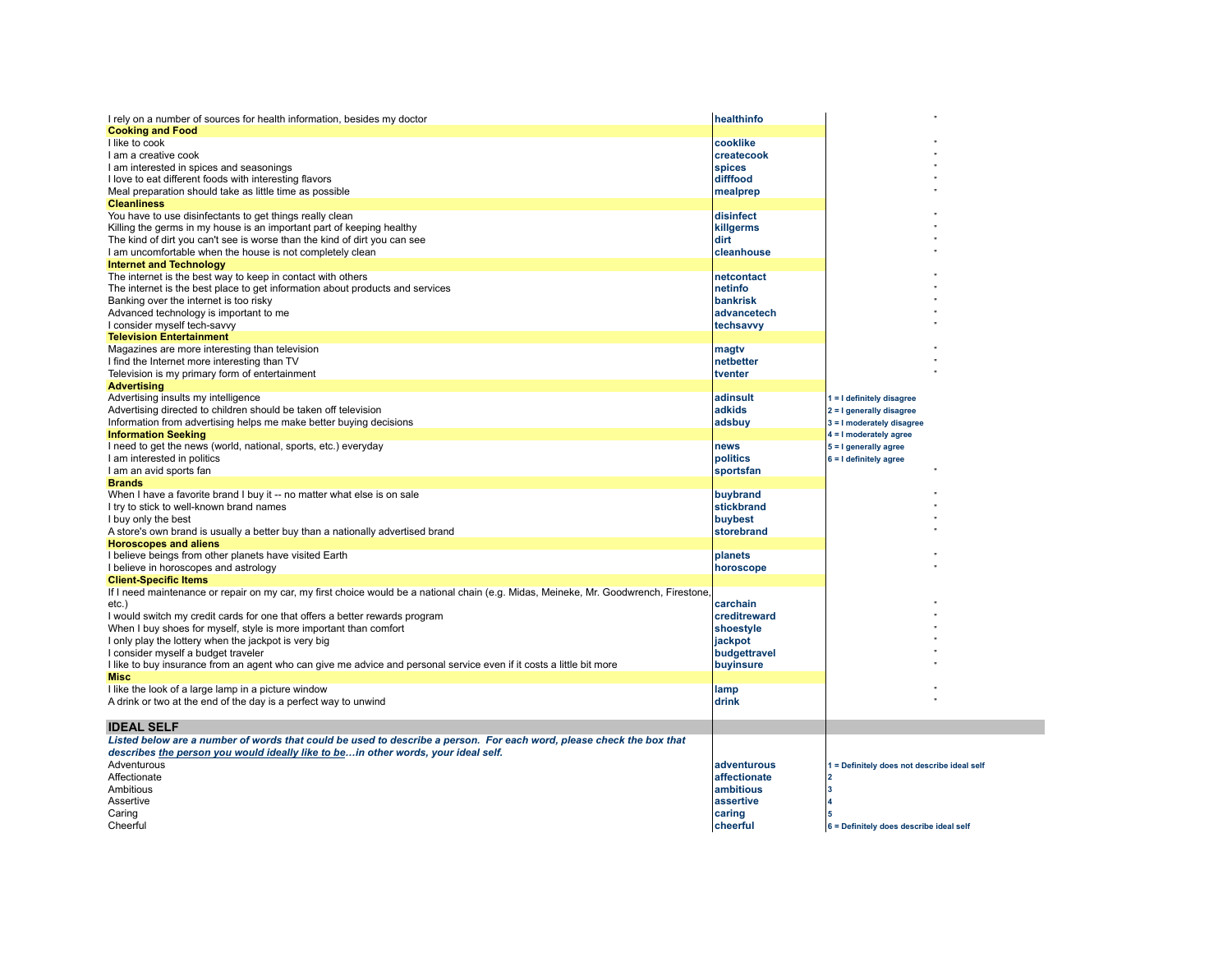| | | |
|---|---|---|
| I rely on a number of sources for health information, besides my doctor | **healthinfo** | |
| **Cooking and Food** | | |
| I like to cook | **cooklike** | |
| I am a creative cook | **createcook** | |
| I am interested in spices and seasonings | **spices** | |
| I love to eat different foods with interesting flavors | **difffood** | |
| Meal preparation should take as little time as possible | **mealprep** | |
| **Cleanliness** | | |
| You have to use disinfectants to get things really clean | **disinfect** | |
| Killing the germs in my house is an important part of keeping healthy | **killgerms** | |
| The kind of dirt you can't see is worse than the kind of dirt you can see | **dirt** | |
| I am uncomfortable when the house is not completely clean | **cleanhouse** | |
| **Internet and Technology** | | |
| The internet is the best way to keep in contact with others | **netcontact** | |
| The internet is the best place to get information about products and services | **netinfo** | |
| Banking over the internet is too risky | **bankrisk** | |
| Advanced technology is important to me | **advancetech** | |
| I consider myself tech-savvy | **techsavvy** | |
| **Television Entertainment** | | |
| Magazines are more interesting than television | **magtv** | |
| I find the Internet more interesting than TV | **netbetter** | |
| Television is my primary form of entertainment | **tventer** | |
| **Advertising** | | |
| Advertising insults my intelligence | **adinsult** | **1 = I definitely disagree** |
| Advertising directed to children should be taken off television | **adkids** | **2 = I generally disagree** |
| Information from advertising helps me make better buying decisions | **adsbuy** | **3 = I moderately disagree** |
| **Information Seeking** | | **4 = I moderately agree** |
| I need to get the news (world, national, sports, etc.) everyday | **news** | **5 = I generally agree** |
| I am interested in politics | **politics** | **6 = I definitely agree** |
| I am an avid sports fan | **sportsfan** | |
| **Brands** | | |
| When I have a favorite brand I buy it -- no matter what else is on sale | **buybrand** | |
| I try to stick to well-known brand names | **stickbrand** | |
| I buy only the best | **buybest** | |
| A store's own brand is usually a better buy than a nationally advertised brand | **storebrand** | |
| **Horoscopes and aliens** | | |
| I believe beings from other planets have visited Earth | **planets** | |
| I believe in horoscopes and astrology | **horoscope** | |
| **Client-Specific Items** | | |
| If I need maintenance or repair on my car, my first choice would be a national chain (e.g. Midas, Meineke, Mr. Goodwrench, Firestone, etc.) | **carchain** | |
| I would switch my credit cards for one that offers a better rewards program | **creditreward** | |
| When I buy shoes for myself, style is more important than comfort | **shoestyle** | |
| I only play the lottery when the jackpot is very big | **jackpot** | |
| I consider myself a budget traveler | **budgettravel** | |
| I like to buy insurance from an agent who can give me advice and personal service even if it costs a little bit more | **buyinsure** | |
| **Misc** | | |
| I like the look of a large lamp in a picture window | **lamp** | |
| A drink or two at the end of the day is a perfect way to unwind | **drink** | |

## IDEAL SELF

***Listed below are a number of words that could be used to describe a person. For each word, please check the box that describes <u>the person you would ideally like to be</u>…in other words, your ideal self.***

| | | |
|---|---|---|
| Adventurous | **adventurous** | **1 = Definitely does not describe ideal self** |
| Affectionate | **affectionate** | **2** |
| Ambitious | **ambitious** | **3** |
| Assertive | **assertive** | **4** |
| Caring | **caring** | **5** |
| Cheerful | **cheerful** | **6 = Definitely does describe ideal self** |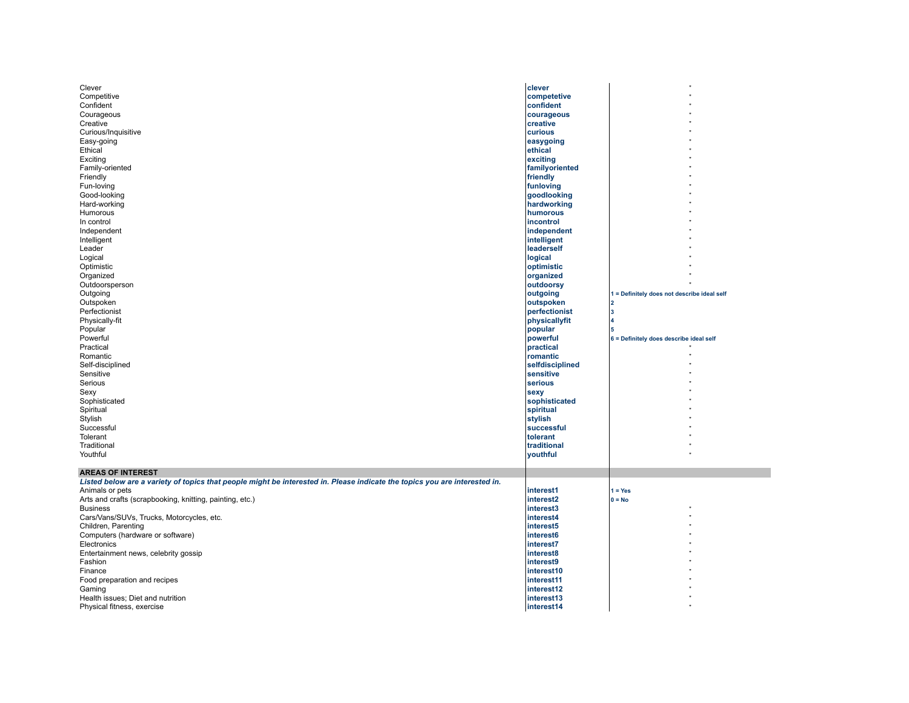| | | |
|---|---|---|
| Clever | **clever** | " |
| Competitive | **competetive** | " |
| Confident | **confident** | " |
| Courageous | **courageous** | " |
| Creative | **creative** | " |
| Curious/Inquisitive | **curious** | " |
| Easy-going | **easygoing** | " |
| Ethical | **ethical** | " |
| Exciting | **exciting** | " |
| Family-oriented | **familyoriented** | " |
| Friendly | **friendly** | " |
| Fun-loving | **funloving** | " |
| Good-looking | **goodlooking** | " |
| Hard-working | **hardworking** | " |
| Humorous | **humorous** | " |
| In control | **incontrol** | " |
| Independent | **independent** | " |
| Intelligent | **intelligent** | " |
| Leader | **leaderself** | " |
| Logical | **logical** | " |
| Optimistic | **optimistic** | " |
| Organized | **organized** | " |
| Outdoorsperson | **outdoorsy** | " |
| Outgoing | **outgoing** | **1 = Definitely does not describe ideal self** |
| Outspoken | **outspoken** | **2** |
| Perfectionist | **perfectionist** | **3** |
| Physically-fit | **physicallyfit** | **4** |
| Popular | **popular** | **5** |
| Powerful | **powerful** | **6 = Definitely does describe ideal self** |
| Practical | **practical** | " |
| Romantic | **romantic** | " |
| Self-disciplined | **selfdisciplined** | " |
| Sensitive | **sensitive** | " |
| Serious | **serious** | " |
| Sexy | **sexy** | " |
| Sophisticated | **sophisticated** | " |
| Spiritual | **spiritual** | " |
| Stylish | **stylish** | " |
| Successful | **successful** | " |
| Tolerant | **tolerant** | " |
| Traditional | **traditional** | " |
| Youthful | **youthful** | " |

| **AREAS OF INTEREST** | | |
|---|---|---|
| ***Listed below are a variety of topics that people might be interested in. Please indicate the topics you are interested in.*** | | |
| Animals or pets | **interest1** | **1 = Yes** |
| Arts and crafts (scrapbooking, knitting, painting, etc.) | **interest2** | **0 = No** |
| Business | **interest3** | " |
| Cars/Vans/SUVs, Trucks, Motorcycles, etc. | **interest4** | " |
| Children, Parenting | **interest5** | " |
| Computers (hardware or software) | **interest6** | " |
| Electronics | **interest7** | " |
| Entertainment news, celebrity gossip | **interest8** | " |
| Fashion | **interest9** | " |
| Finance | **interest10** | " |
| Food preparation and recipes | **interest11** | " |
| Gaming | **interest12** | " |
| Health issues; Diet and nutrition | **interest13** | " |
| Physical fitness, exercise | **interest14** | " |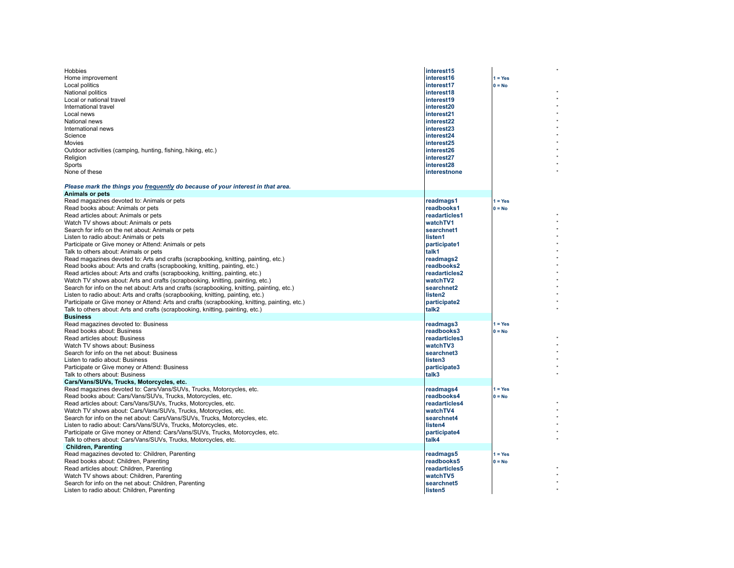| Item | Variable | Values |
|---|---|---|
| Hobbies | interest15 | |
| Home improvement | interest16 | 1 = Yes |
| Local politics | interest17 | 0 = No |
| National politics | interest18 | |
| Local or national travel | interest19 | |
| International travel | interest20 | |
| Local news | interest21 | |
| National news | interest22 | |
| International news | interest23 | |
| Science | interest24 | |
| Movies | interest25 | |
| Outdoor activities (camping, hunting, fishing, hiking, etc.) | interest26 | |
| Religion | interest27 | |
| Sports | interest28 | |
| None of these | interestnone | |
| | | |
| ***Please mark the things you frequently do because of your interest in that area.*** | | |
| **Animals or pets** | | |
| Read magazines devoted to: Animals or pets | readmags1 | 1 = Yes |
| Read books about: Animals or pets | readbooks1 | 0 = No |
| Read articles about: Animals or pets | readarticles1 | |
| Watch TV shows about: Animals or pets | watchTV1 | |
| Search for info on the net about: Animals or pets | searchnet1 | |
| Listen to radio about: Animals or pets | listen1 | |
| Participate or Give money or Attend: Animals or pets | participate1 | |
| Talk to others about: Animals or pets | talk1 | |
| Read magazines devoted to: Arts and crafts (scrapbooking, knitting, painting, etc.) | readmags2 | |
| Read books about: Arts and crafts (scrapbooking, knitting, painting, etc.) | readbooks2 | |
| Read articles about: Arts and crafts (scrapbooking, knitting, painting, etc.) | readarticles2 | |
| Watch TV shows about: Arts and crafts (scrapbooking, knitting, painting, etc.) | watchTV2 | |
| Search for info on the net about: Arts and crafts (scrapbooking, knitting, painting, etc.) | searchnet2 | |
| Listen to radio about: Arts and crafts (scrapbooking, knitting, painting, etc.) | listen2 | |
| Participate or Give money or Attend: Arts and crafts (scrapbooking, knitting, painting, etc.) | participate2 | |
| Talk to others about: Arts and crafts (scrapbooking, knitting, painting, etc.) | talk2 | |
| **Business** | | |
| Read magazines devoted to: Business | readmags3 | 1 = Yes |
| Read books about: Business | readbooks3 | 0 = No |
| Read articles about: Business | readarticles3 | |
| Watch TV shows about: Business | watchTV3 | |
| Search for info on the net about: Business | searchnet3 | |
| Listen to radio about: Business | listen3 | |
| Participate or Give money or Attend: Business | participate3 | |
| Talk to others about: Business | talk3 | |
| **Cars/Vans/SUVs, Trucks, Motorcycles, etc.** | | |
| Read magazines devoted to: Cars/Vans/SUVs, Trucks, Motorcycles, etc. | readmags4 | 1 = Yes |
| Read books about: Cars/Vans/SUVs, Trucks, Motorcycles, etc. | readbooks4 | 0 = No |
| Read articles about: Cars/Vans/SUVs, Trucks, Motorcycles, etc. | readarticles4 | |
| Watch TV shows about: Cars/Vans/SUVs, Trucks, Motorcycles, etc. | watchTV4 | |
| Search for info on the net about: Cars/Vans/SUVs, Trucks, Motorcycles, etc. | searchnet4 | |
| Listen to radio about: Cars/Vans/SUVs, Trucks, Motorcycles, etc. | listen4 | |
| Participate or Give money or Attend: Cars/Vans/SUVs, Trucks, Motorcycles, etc. | participate4 | |
| Talk to others about: Cars/Vans/SUVs, Trucks, Motorcycles, etc. | talk4 | |
| **Children, Parenting** | | |
| Read magazines devoted to: Children, Parenting | readmags5 | 1 = Yes |
| Read books about: Children, Parenting | readbooks5 | 0 = No |
| Read articles about: Children, Parenting | readarticles5 | |
| Watch TV shows about: Children, Parenting | watchTV5 | |
| Search for info on the net about: Children, Parenting | searchnet5 | |
| Listen to radio about: Children, Parenting | listen5 | |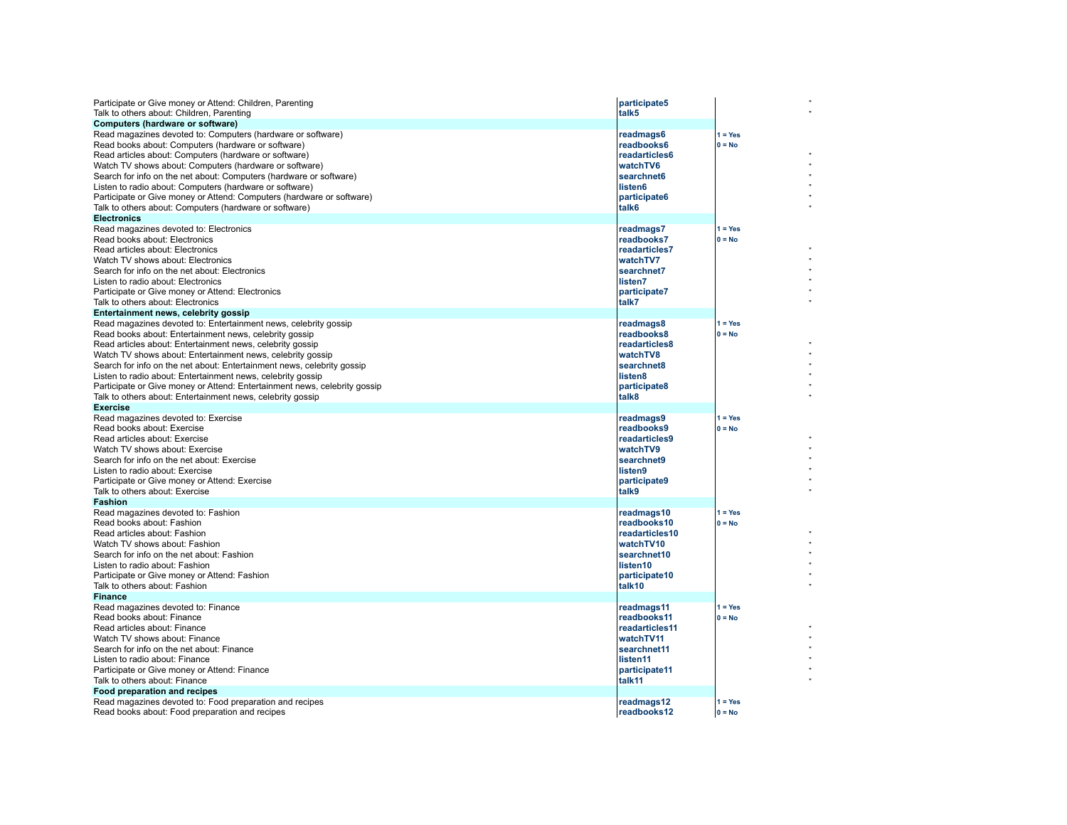| | | | |
|---|---|---|---|
| Participate or Give money or Attend: Children, Parenting | **participate5** | | * |
| Talk to others about: Children, Parenting | **talk5** | | * |
| **Computers (hardware or software)** | | | |
| Read magazines devoted to: Computers (hardware or software) | **readmags6** | 1 = Yes | |
| Read books about: Computers (hardware or software) | **readbooks6** | 0 = No | |
| Read articles about: Computers (hardware or software) | **readarticles6** | | * |
| Watch TV shows about: Computers (hardware or software) | **watchTV6** | | * |
| Search for info on the net about: Computers (hardware or software) | **searchnet6** | | * |
| Listen to radio about: Computers (hardware or software) | **listen6** | | * |
| Participate or Give money or Attend: Computers (hardware or software) | **participate6** | | * |
| Talk to others about: Computers (hardware or software) | **talk6** | | * |
| **Electronics** | | | |
| Read magazines devoted to: Electronics | **readmags7** | 1 = Yes | |
| Read books about: Electronics | **readbooks7** | 0 = No | |
| Read articles about: Electronics | **readarticles7** | | * |
| Watch TV shows about: Electronics | **watchTV7** | | * |
| Search for info on the net about: Electronics | **searchnet7** | | * |
| Listen to radio about: Electronics | **listen7** | | * |
| Participate or Give money or Attend: Electronics | **participate7** | | * |
| Talk to others about: Electronics | **talk7** | | * |
| **Entertainment news, celebrity gossip** | | | |
| Read magazines devoted to: Entertainment news, celebrity gossip | **readmags8** | 1 = Yes | |
| Read books about: Entertainment news, celebrity gossip | **readbooks8** | 0 = No | |
| Read articles about: Entertainment news, celebrity gossip | **readarticles8** | | * |
| Watch TV shows about: Entertainment news, celebrity gossip | **watchTV8** | | * |
| Search for info on the net about: Entertainment news, celebrity gossip | **searchnet8** | | * |
| Listen to radio about: Entertainment news, celebrity gossip | **listen8** | | * |
| Participate or Give money or Attend: Entertainment news, celebrity gossip | **participate8** | | * |
| Talk to others about: Entertainment news, celebrity gossip | **talk8** | | * |
| **Exercise** | | | |
| Read magazines devoted to: Exercise | **readmags9** | 1 = Yes | |
| Read books about: Exercise | **readbooks9** | 0 = No | |
| Read articles about: Exercise | **readarticles9** | | * |
| Watch TV shows about: Exercise | **watchTV9** | | * |
| Search for info on the net about: Exercise | **searchnet9** | | * |
| Listen to radio about: Exercise | **listen9** | | * |
| Participate or Give money or Attend: Exercise | **participate9** | | * |
| Talk to others about: Exercise | **talk9** | | * |
| **Fashion** | | | |
| Read magazines devoted to: Fashion | **readmags10** | 1 = Yes | |
| Read books about: Fashion | **readbooks10** | 0 = No | |
| Read articles about: Fashion | **readarticles10** | | * |
| Watch TV shows about: Fashion | **watchTV10** | | * |
| Search for info on the net about: Fashion | **searchnet10** | | * |
| Listen to radio about: Fashion | **listen10** | | * |
| Participate or Give money or Attend: Fashion | **participate10** | | * |
| Talk to others about: Fashion | **talk10** | | * |
| **Finance** | | | |
| Read magazines devoted to: Finance | **readmags11** | 1 = Yes | |
| Read books about: Finance | **readbooks11** | 0 = No | |
| Read articles about: Finance | **readarticles11** | | * |
| Watch TV shows about: Finance | **watchTV11** | | * |
| Search for info on the net about: Finance | **searchnet11** | | * |
| Listen to radio about: Finance | **listen11** | | * |
| Participate or Give money or Attend: Finance | **participate11** | | * |
| Talk to others about: Finance | **talk11** | | * |
| **Food preparation and recipes** | | | |
| Read magazines devoted to: Food preparation and recipes | **readmags12** | 1 = Yes | |
| Read books about: Food preparation and recipes | **readbooks12** | 0 = No | |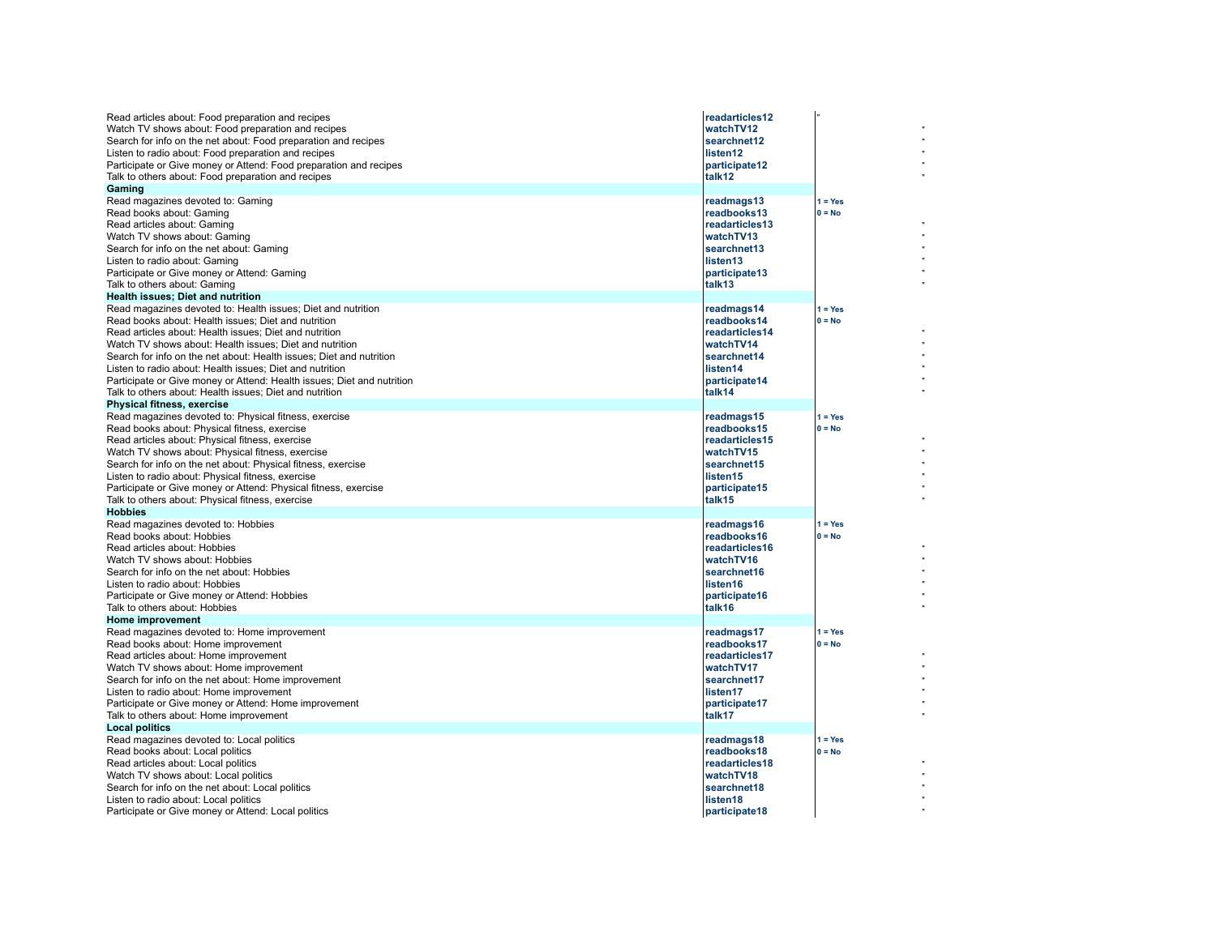| | | | |
|---|---|---|---|
| Read articles about: Food preparation and recipes | **readarticles12** | " | |
| Watch TV shows about: Food preparation and recipes | **watchTV12** | | " |
| Search for info on the net about: Food preparation and recipes | **searchnet12** | | " |
| Listen to radio about: Food preparation and recipes | **listen12** | | " |
| Participate or Give money or Attend: Food preparation and recipes | **participate12** | | " |
| Talk to others about: Food preparation and recipes | **talk12** | | " |
| **Gaming** | | | |
| Read magazines devoted to: Gaming | **readmags13** | **1 = Yes** | |
| Read books about: Gaming | **readbooks13** | **0 = No** | |
| Read articles about: Gaming | **readarticles13** | | " |
| Watch TV shows about: Gaming | **watchTV13** | | " |
| Search for info on the net about: Gaming | **searchnet13** | | " |
| Listen to radio about: Gaming | **listen13** | | " |
| Participate or Give money or Attend: Gaming | **participate13** | | " |
| Talk to others about: Gaming | **talk13** | | " |
| **Health issues; Diet and nutrition** | | | |
| Read magazines devoted to: Health issues; Diet and nutrition | **readmags14** | **1 = Yes** | |
| Read books about: Health issues; Diet and nutrition | **readbooks14** | **0 = No** | |
| Read articles about: Health issues; Diet and nutrition | **readarticles14** | | " |
| Watch TV shows about: Health issues; Diet and nutrition | **watchTV14** | | " |
| Search for info on the net about: Health issues; Diet and nutrition | **searchnet14** | | " |
| Listen to radio about: Health issues; Diet and nutrition | **listen14** | | " |
| Participate or Give money or Attend: Health issues; Diet and nutrition | **participate14** | | " |
| Talk to others about: Health issues; Diet and nutrition | **talk14** | | " |
| **Physical fitness, exercise** | | | |
| Read magazines devoted to: Physical fitness, exercise | **readmags15** | **1 = Yes** | |
| Read books about: Physical fitness, exercise | **readbooks15** | **0 = No** | |
| Read articles about: Physical fitness, exercise | **readarticles15** | | " |
| Watch TV shows about: Physical fitness, exercise | **watchTV15** | | " |
| Search for info on the net about: Physical fitness, exercise | **searchnet15** | | " |
| Listen to radio about: Physical fitness, exercise | **listen15** | | " |
| Participate or Give money or Attend: Physical fitness, exercise | **participate15** | | " |
| Talk to others about: Physical fitness, exercise | **talk15** | | " |
| **Hobbies** | | | |
| Read magazines devoted to: Hobbies | **readmags16** | **1 = Yes** | |
| Read books about: Hobbies | **readbooks16** | **0 = No** | |
| Read articles about: Hobbies | **readarticles16** | | " |
| Watch TV shows about: Hobbies | **watchTV16** | | " |
| Search for info on the net about: Hobbies | **searchnet16** | | " |
| Listen to radio about: Hobbies | **listen16** | | " |
| Participate or Give money or Attend: Hobbies | **participate16** | | " |
| Talk to others about: Hobbies | **talk16** | | " |
| **Home improvement** | | | |
| Read magazines devoted to: Home improvement | **readmags17** | **1 = Yes** | |
| Read books about: Home improvement | **readbooks17** | **0 = No** | |
| Read articles about: Home improvement | **readarticles17** | | " |
| Watch TV shows about: Home improvement | **watchTV17** | | " |
| Search for info on the net about: Home improvement | **searchnet17** | | " |
| Listen to radio about: Home improvement | **listen17** | | " |
| Participate or Give money or Attend: Home improvement | **participate17** | | " |
| Talk to others about: Home improvement | **talk17** | | " |
| **Local politics** | | | |
| Read magazines devoted to: Local politics | **readmags18** | **1 = Yes** | |
| Read books about: Local politics | **readbooks18** | **0 = No** | |
| Read articles about: Local politics | **readarticles18** | | " |
| Watch TV shows about: Local politics | **watchTV18** | | " |
| Search for info on the net about: Local politics | **searchnet18** | | " |
| Listen to radio about: Local politics | **listen18** | | " |
| Participate or Give money or Attend: Local politics | **participate18** | | " |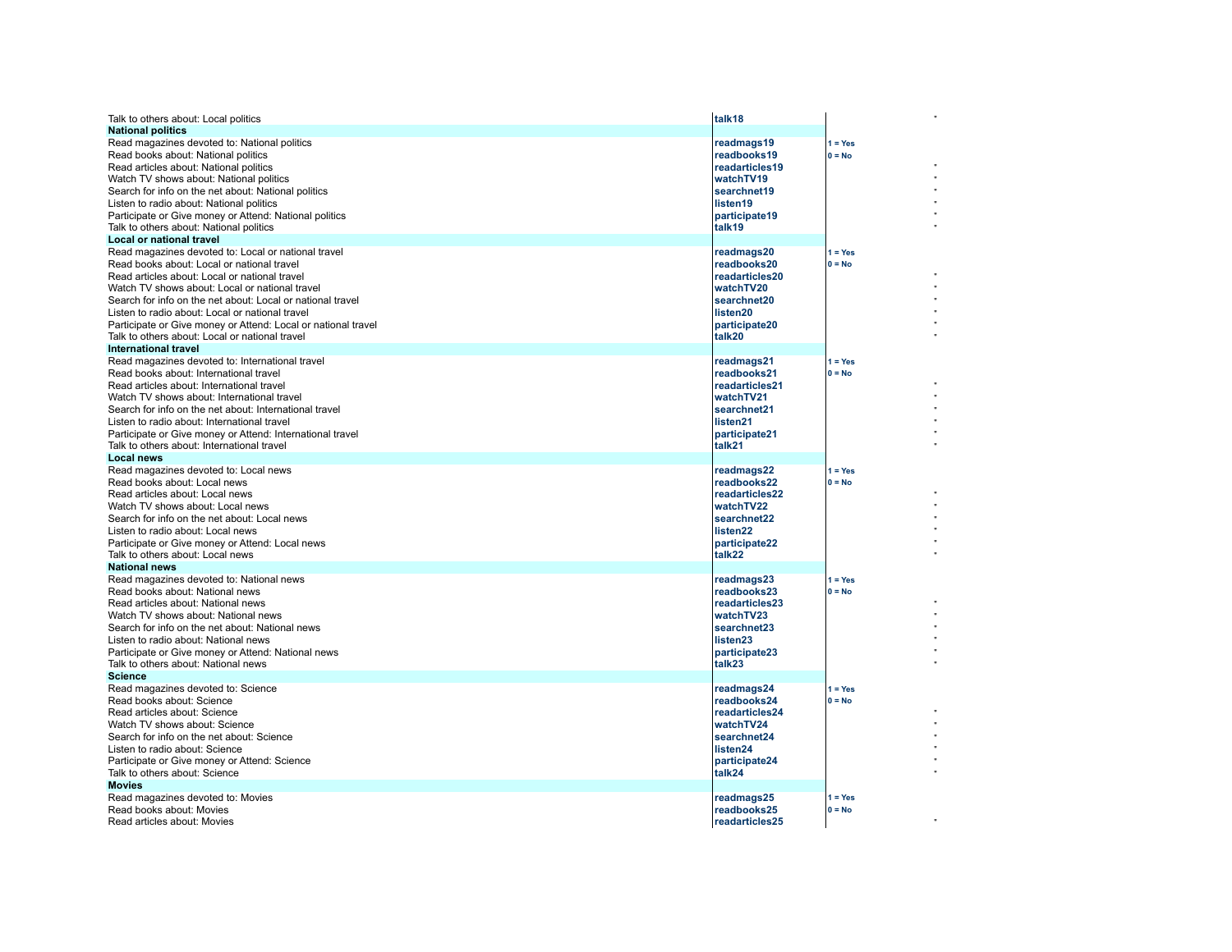| | | | |
|---|---|---|---|
| Talk to others about: Local politics | **talk18** | | * |
| **National politics** | | | |
| Read magazines devoted to: National politics | **readmags19** | 1 = Yes | |
| Read books about: National politics | **readbooks19** | 0 = No | |
| Read articles about: National politics | **readarticles19** | | * |
| Watch TV shows about: National politics | **watchTV19** | | * |
| Search for info on the net about: National politics | **searchnet19** | | * |
| Listen to radio about: National politics | **listen19** | | * |
| Participate or Give money or Attend: National politics | **participate19** | | * |
| Talk to others about: National politics | **talk19** | | * |
| **Local or national travel** | | | |
| Read magazines devoted to: Local or national travel | **readmags20** | 1 = Yes | |
| Read books about: Local or national travel | **readbooks20** | 0 = No | |
| Read articles about: Local or national travel | **readarticles20** | | * |
| Watch TV shows about: Local or national travel | **watchTV20** | | * |
| Search for info on the net about: Local or national travel | **searchnet20** | | * |
| Listen to radio about: Local or national travel | **listen20** | | * |
| Participate or Give money or Attend: Local or national travel | **participate20** | | * |
| Talk to others about: Local or national travel | **talk20** | | * |
| **International travel** | | | |
| Read magazines devoted to: International travel | **readmags21** | 1 = Yes | |
| Read books about: International travel | **readbooks21** | 0 = No | |
| Read articles about: International travel | **readarticles21** | | * |
| Watch TV shows about: International travel | **watchTV21** | | * |
| Search for info on the net about: International travel | **searchnet21** | | * |
| Listen to radio about: International travel | **listen21** | | * |
| Participate or Give money or Attend: International travel | **participate21** | | * |
| Talk to others about: International travel | **talk21** | | * |
| **Local news** | | | |
| Read magazines devoted to: Local news | **readmags22** | 1 = Yes | |
| Read books about: Local news | **readbooks22** | 0 = No | |
| Read articles about: Local news | **readarticles22** | | * |
| Watch TV shows about: Local news | **watchTV22** | | * |
| Search for info on the net about: Local news | **searchnet22** | | * |
| Listen to radio about: Local news | **listen22** | | * |
| Participate or Give money or Attend: Local news | **participate22** | | * |
| Talk to others about: Local news | **talk22** | | * |
| **National news** | | | |
| Read magazines devoted to: National news | **readmags23** | 1 = Yes | |
| Read books about: National news | **readbooks23** | 0 = No | |
| Read articles about: National news | **readarticles23** | | * |
| Watch TV shows about: National news | **watchTV23** | | * |
| Search for info on the net about: National news | **searchnet23** | | * |
| Listen to radio about: National news | **listen23** | | * |
| Participate or Give money or Attend: National news | **participate23** | | * |
| Talk to others about: National news | **talk23** | | * |
| **Science** | | | |
| Read magazines devoted to: Science | **readmags24** | 1 = Yes | |
| Read books about: Science | **readbooks24** | 0 = No | |
| Read articles about: Science | **readarticles24** | | * |
| Watch TV shows about: Science | **watchTV24** | | * |
| Search for info on the net about: Science | **searchnet24** | | * |
| Listen to radio about: Science | **listen24** | | * |
| Participate or Give money or Attend: Science | **participate24** | | * |
| Talk to others about: Science | **talk24** | | * |
| **Movies** | | | |
| Read magazines devoted to: Movies | **readmags25** | 1 = Yes | |
| Read books about: Movies | **readbooks25** | 0 = No | |
| Read articles about: Movies | **readarticles25** | | * |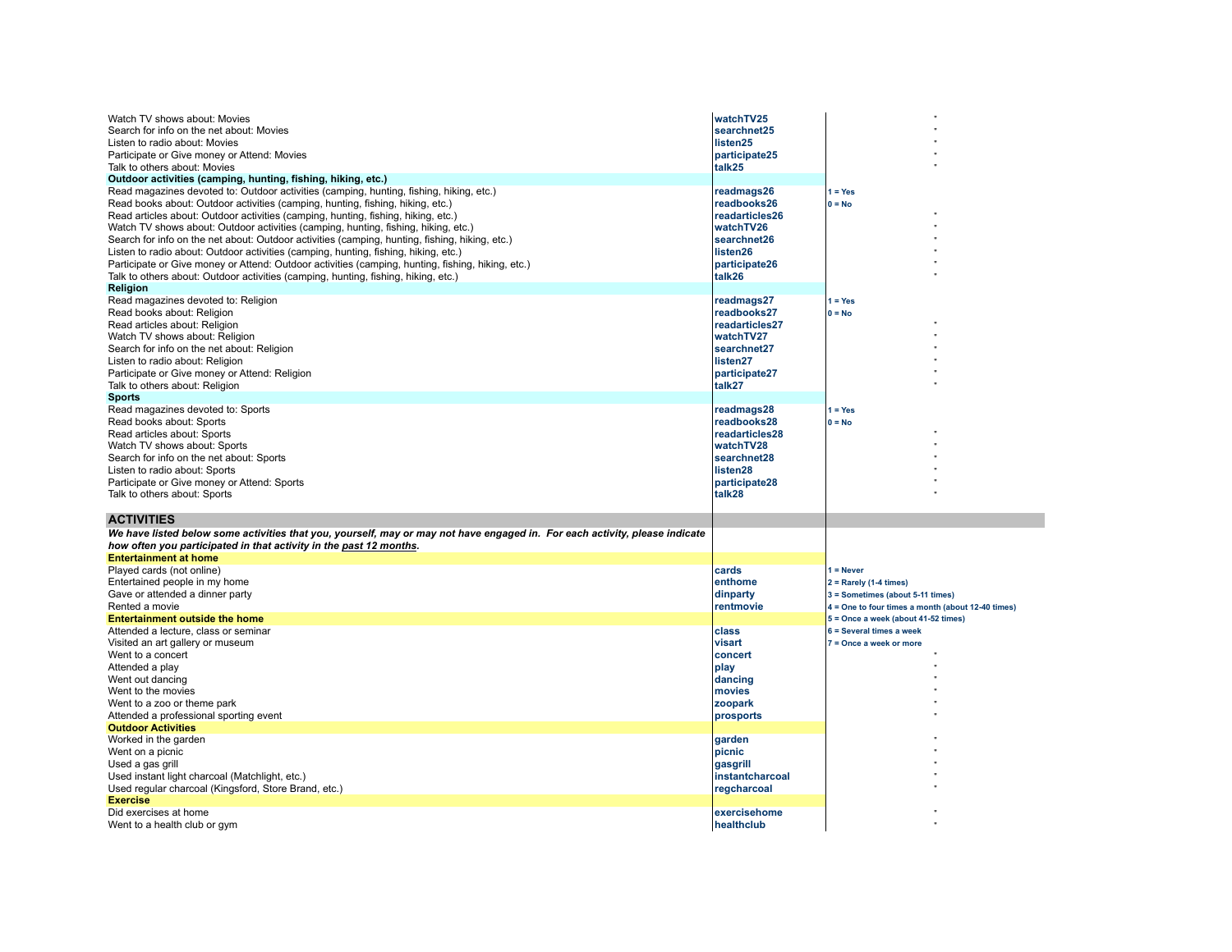| | | | |
|---|---|---|---|
| Watch TV shows about: Movies | **watchTV25** | | " |
| Search for info on the net about: Movies | **searchnet25** | | " |
| Listen to radio about: Movies | **listen25** | | " |
| Participate or Give money or Attend: Movies | **participate25** | | " |
| Talk to others about: Movies | **talk25** | | " |
| **Outdoor activities (camping, hunting, fishing, hiking, etc.)** | | | |
| Read magazines devoted to: Outdoor activities (camping, hunting, fishing, hiking, etc.) | **readmags26** | **1 = Yes** | |
| Read books about: Outdoor activities (camping, hunting, fishing, hiking, etc.) | **readbooks26** | **0 = No** | |
| Read articles about: Outdoor activities (camping, hunting, fishing, hiking, etc.) | **readarticles26** | | " |
| Watch TV shows about: Outdoor activities (camping, hunting, fishing, hiking, etc.) | **watchTV26** | | " |
| Search for info on the net about: Outdoor activities (camping, hunting, fishing, hiking, etc.) | **searchnet26** | | " |
| Listen to radio about: Outdoor activities (camping, hunting, fishing, hiking, etc.) | **listen26** | | " |
| Participate or Give money or Attend: Outdoor activities (camping, hunting, fishing, hiking, etc.) | **participate26** | | " |
| Talk to others about: Outdoor activities (camping, hunting, fishing, hiking, etc.) | **talk26** | | " |
| **Religion** | | | |
| Read magazines devoted to: Religion | **readmags27** | **1 = Yes** | |
| Read books about: Religion | **readbooks27** | **0 = No** | |
| Read articles about: Religion | **readarticles27** | | " |
| Watch TV shows about: Religion | **watchTV27** | | " |
| Search for info on the net about: Religion | **searchnet27** | | " |
| Listen to radio about: Religion | **listen27** | | " |
| Participate or Give money or Attend: Religion | **participate27** | | " |
| Talk to others about: Religion | **talk27** | | " |
| **Sports** | | | |
| Read magazines devoted to: Sports | **readmags28** | **1 = Yes** | |
| Read books about: Sports | **readbooks28** | **0 = No** | |
| Read articles about: Sports | **readarticles28** | | " |
| Watch TV shows about: Sports | **watchTV28** | | " |
| Search for info on the net about: Sports | **searchnet28** | | " |
| Listen to radio about: Sports | **listen28** | | " |
| Participate or Give money or Attend: Sports | **participate28** | | " |
| Talk to others about: Sports | **talk28** | | " |

## ACTIVITIES

***We have listed below some activities that you, yourself, may or may not have engaged in. For each activity, please indicate how often you participated in that activity in the past 12 months.***

| | | | |
|---|---|---|---|
| **Entertainment at home** | | | |
| Played cards (not online) | **cards** | **1 = Never** | |
| Entertained people in my home | **enthome** | **2 = Rarely (1-4 times)** | |
| Gave or attended a dinner party | **dinparty** | **3 = Sometimes (about 5-11 times)** | |
| Rented a movie | **rentmovie** | **4 = One to four times a month (about 12-40 times)** | |
| **Entertainment outside the home** | | **5 = Once a week (about 41-52 times)** | |
| Attended a lecture, class or seminar | **class** | **6 = Several times a week** | |
| Visited an art gallery or museum | **visart** | **7 = Once a week or more** | |
| Went to a concert | **concert** | | " |
| Attended a play | **play** | | " |
| Went out dancing | **dancing** | | " |
| Went to the movies | **movies** | | " |
| Went to a zoo or theme park | **zoopark** | | " |
| Attended a professional sporting event | **prosports** | | " |
| **Outdoor Activities** | | | |
| Worked in the garden | **garden** | | " |
| Went on a picnic | **picnic** | | " |
| Used a gas grill | **gasgrill** | | " |
| Used instant light charcoal (Matchlight, etc.) | **instantcharcoal** | | " |
| Used regular charcoal (Kingsford, Store Brand, etc.) | **regcharcoal** | | " |
| **Exercise** | | | |
| Did exercises at home | **exercisehome** | | " |
| Went to a health club or gym | **healthclub** | | " |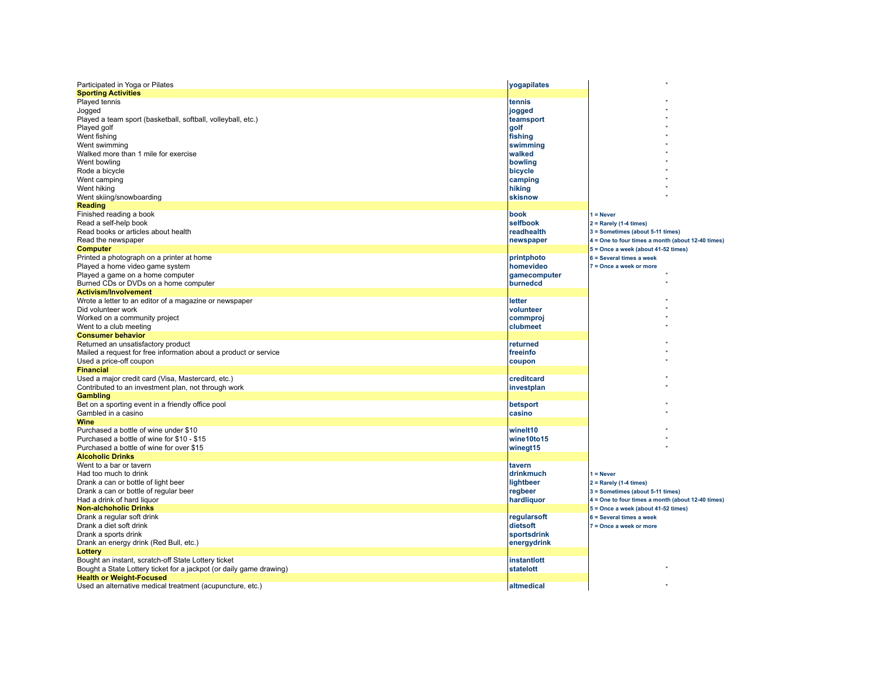| Item | Variable | Scale |
|---|---|---|
| Participated in Yoga or Pilates | yogapilates | " |
| **Sporting Activities** | | |
| Played tennis | tennis | " |
| Jogged | jogged | " |
| Played a team sport (basketball, softball, volleyball, etc.) | teamsport | " |
| Played golf | golf | " |
| Went fishing | fishing | " |
| Went swimming | swimming | " |
| Walked more than 1 mile for exercise | walked | " |
| Went bowling | bowling | " |
| Rode a bicycle | bicycle | " |
| Went camping | camping | " |
| Went hiking | hiking | " |
| Went skiing/snowboarding | skisnow | " |
| **Reading** | | |
| Finished reading a book | book | 1 = Never |
| Read a self-help book | selfbook | 2 = Rarely (1-4 times) |
| Read books or articles about health | readhealth | 3 = Sometimes (about 5-11 times) |
| Read the newspaper | newspaper | 4 = One to four times a month (about 12-40 times) |
| **Computer** | | 5 = Once a week (about 41-52 times) |
| Printed a photograph on a printer at home | printphoto | 6 = Several times a week |
| Played a home video game system | homevideo | 7 = Once a week or more |
| Played a game on a home computer | gamecomputer | " |
| Burned CDs or DVDs on a home computer | burnedcd | " |
| **Activism/Involvement** | | |
| Wrote a letter to an editor of a magazine or newspaper | letter | " |
| Did volunteer work | volunteer | " |
| Worked on a community project | commproj | " |
| Went to a club meeting | clubmeet | " |
| **Consumer behavior** | | |
| Returned an unsatisfactory product | returned | " |
| Mailed a request for free information about a product or service | freeinfo | " |
| Used a price-off coupon | coupon | " |
| **Financial** | | |
| Used a major credit card (Visa, Mastercard, etc.) | creditcard | " |
| Contributed to an investment plan, not through work | investplan | " |
| **Gambling** | | |
| Bet on a sporting event in a friendly office pool | betsport | " |
| Gambled in a casino | casino | " |
| **Wine** | | |
| Purchased a bottle of wine under $10 | winelt10 | " |
| Purchased a bottle of wine for $10 - $15 | wine10to15 | " |
| Purchased a bottle of wine for over $15 | winegt15 | " |
| **Alcoholic Drinks** | | |
| Went to a bar or tavern | tavern | |
| Had too much to drink | drinkmuch | 1 = Never |
| Drank a can or bottle of light beer | lightbeer | 2 = Rarely (1-4 times) |
| Drank a can or bottle of regular beer | regbeer | 3 = Sometimes (about 5-11 times) |
| Had a drink of hard liquor | hardliquor | 4 = One to four times a month (about 12-40 times) |
| **Non-alchoholic Drinks** | | 5 = Once a week (about 41-52 times) |
| Drank a regular soft drink | regularsoft | 6 = Several times a week |
| Drank a diet soft drink | dietsoft | 7 = Once a week or more |
| Drank a sports drink | sportsdrink | |
| Drank an energy drink (Red Bull, etc.) | energydrink | |
| **Lottery** | | |
| Bought an instant, scratch-off State Lottery ticket | instantlott | |
| Bought a State Lottery ticket for a jackpot (or daily game drawing) | statelott | " |
| **Health or Weight-Focused** | | |
| Used an alternative medical treatment (acupuncture, etc.) | altmedical | " |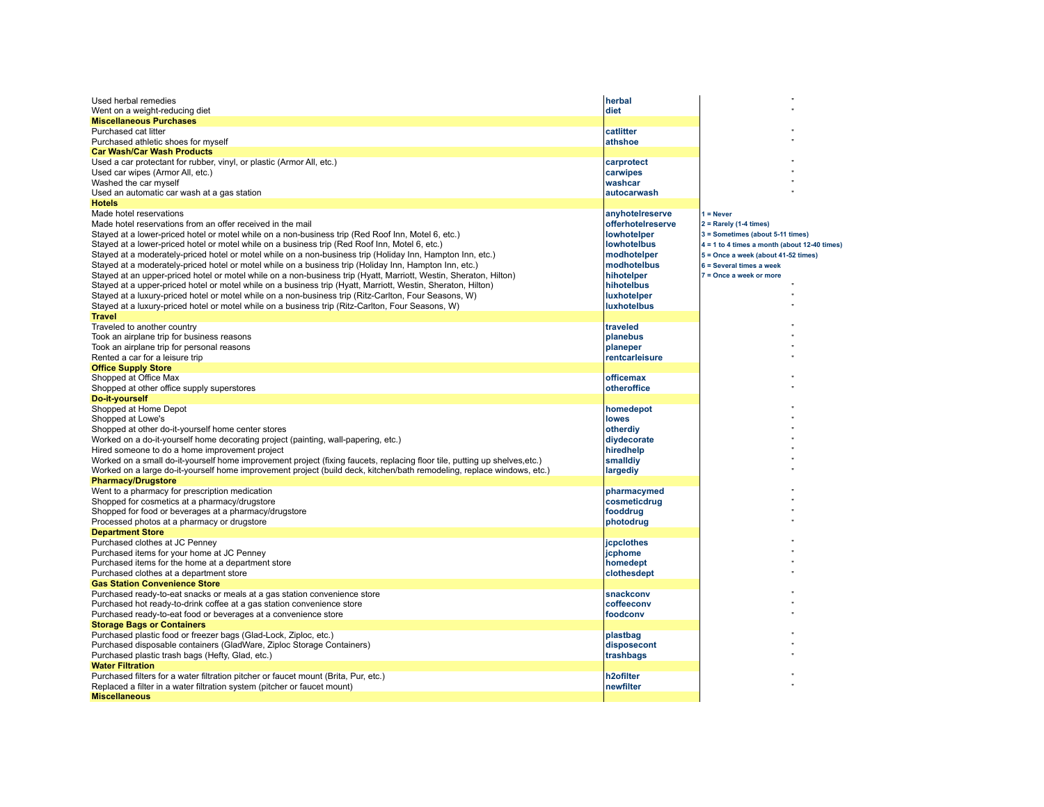| Description | Variable | Scale | |
|---|---|---|---|
| Used herbal remedies | **herbal** | | " |
| Went on a weight-reducing diet | **diet** | | " |
| **Miscellaneous Purchases** | | | |
| Purchased cat litter | **catlitter** | | " |
| Purchased athletic shoes for myself | **athshoe** | | " |
| **Car Wash/Car Wash Products** | | | |
| Used a car protectant for rubber, vinyl, or plastic (Armor All, etc.) | **carprotect** | | " |
| Used car wipes (Armor All, etc.) | **carwipes** | | " |
| Washed the car myself | **washcar** | | " |
| Used an automatic car wash at a gas station | **autocarwash** | | " |
| **Hotels** | | | |
| Made hotel reservations | **anyhotelreserve** | **1 = Never** | |
| Made hotel reservations from an offer received in the mail | **offerhotelreserve** | **2 = Rarely (1-4 times)** | |
| Stayed at a lower-priced hotel or motel while on a non-business trip (Red Roof Inn, Motel 6, etc.) | **lowhotelper** | **3 = Sometimes (about 5-11 times)** | |
| Stayed at a lower-priced hotel or motel while on a business trip (Red Roof Inn, Motel 6, etc.) | **lowhotelbus** | **4 = 1 to 4 times a month (about 12-40 times)** | |
| Stayed at a moderately-priced hotel or motel while on a non-business trip (Holiday Inn, Hampton Inn, etc.) | **modhotelper** | **5 = Once a week (about 41-52 times)** | |
| Stayed at a moderately-priced hotel or motel while on a business trip (Holiday Inn, Hampton Inn, etc.) | **modhotelbus** | **6 = Several times a week** | |
| Stayed at an upper-priced hotel or motel while on a non-business trip (Hyatt, Marriott, Westin, Sheraton, Hilton) | **hihotelper** | **7 = Once a week or more** | |
| Stayed at a upper-priced hotel or motel while on a business trip (Hyatt, Marriott, Westin, Sheraton, Hilton) | **hihotelbus** | | " |
| Stayed at a luxury-priced hotel or motel while on a non-business trip (Ritz-Carlton, Four Seasons, W) | **luxhotelper** | | " |
| Stayed at a luxury-priced hotel or motel while on a business trip (Ritz-Carlton, Four Seasons, W) | **luxhotelbus** | | " |
| **Travel** | | | |
| Traveled to another country | **traveled** | | " |
| Took an airplane trip for business reasons | **planebus** | | " |
| Took an airplane trip for personal reasons | **planeper** | | " |
| Rented a car for a leisure trip | **rentcarleisure** | | " |
| **Office Supply Store** | | | |
| Shopped at Office Max | **officemax** | | " |
| Shopped at other office supply superstores | **otheroffice** | | " |
| **Do-it-yourself** | | | |
| Shopped at Home Depot | **homedepot** | | " |
| Shopped at Lowe's | **lowes** | | " |
| Shopped at other do-it-yourself home center stores | **otherdiy** | | " |
| Worked on a do-it-yourself home decorating project (painting, wall-papering, etc.) | **diydecorate** | | " |
| Hired someone to do a home improvement project | **hiredhelp** | | " |
| Worked on a small do-it-yourself home improvement project (fixing faucets, replacing floor tile, putting up shelves,etc.) | **smalldiy** | | " |
| Worked on a large do-it-yourself home improvement project (build deck, kitchen/bath remodeling, replace windows, etc.) | **largediy** | | " |
| **Pharmacy/Drugstore** | | | |
| Went to a pharmacy for prescription medication | **pharmacymed** | | " |
| Shopped for cosmetics at a pharmacy/drugstore | **cosmeticdrug** | | " |
| Shopped for food or beverages at a pharmacy/drugstore | **fooddrug** | | " |
| Processed photos at a pharmacy or drugstore | **photodrug** | | " |
| **Department Store** | | | |
| Purchased clothes at JC Penney | **jcpclothes** | | " |
| Purchased items for your home at JC Penney | **jcphome** | | " |
| Purchased items for the home at a department store | **homedept** | | " |
| Purchased clothes at a department store | **clothesdept** | | " |
| **Gas Station Convenience Store** | | | |
| Purchased ready-to-eat snacks or meals at a gas station convenience store | **snackconv** | | " |
| Purchased hot ready-to-drink coffee at a gas station convenience store | **coffeeconv** | | " |
| Purchased ready-to-eat food or beverages at a convenience store | **foodconv** | | " |
| **Storage Bags or Containers** | | | |
| Purchased plastic food or freezer bags (Glad-Lock, Ziploc, etc.) | **plastbag** | | " |
| Purchased disposable containers (GladWare, Ziploc Storage Containers) | **disposecont** | | " |
| Purchased plastic trash bags (Hefty, Glad, etc.) | **trashbags** | | " |
| **Water Filtration** | | | |
| Purchased filters for a water filtration pitcher or faucet mount (Brita, Pur, etc.) | **h2ofilter** | | " |
| Replaced a filter in a water filtration system (pitcher or faucet mount) | **newfilter** | | " |
| **Miscellaneous** | | | |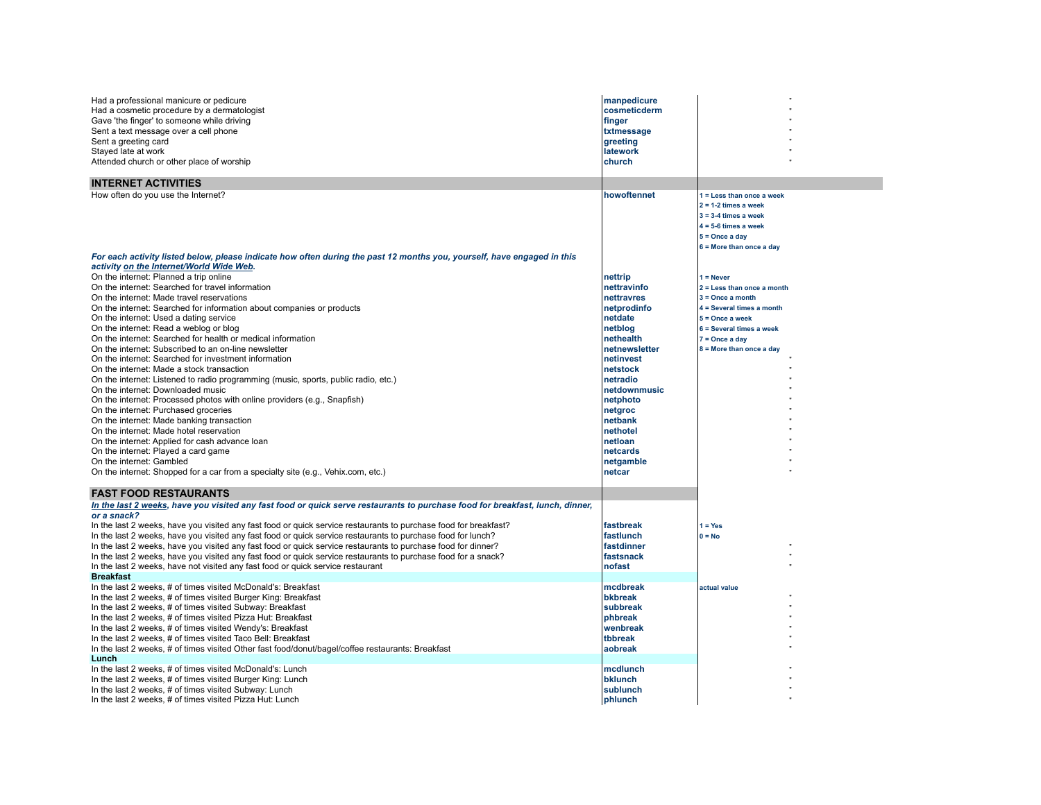| | | |
|---|---|---|
| Had a professional manicure or pedicure | **manpedicure** | " |
| Had a cosmetic procedure by a dermatologist | **cosmeticderm** | " |
| Gave 'the finger' to someone while driving | **finger** | " |
| Sent a text message over a cell phone | **txtmessage** | " |
| Sent a greeting card | **greeting** | " |
| Stayed late at work | **latework** | " |
| Attended church or other place of worship | **church** | " |

## INTERNET ACTIVITIES

| | | |
|---|---|---|
| How often do you use the Internet? | **howoftennet** | **1 = Less than once a week**<br>**2 = 1-2 times a week**<br>**3 = 3-4 times a week**<br>**4 = 5-6 times a week**<br>**5 = Once a day**<br>**6 = More than once a day** |
| ***For each activity listed below, please indicate how often during the past 12 months you, yourself, have engaged in this activity on the Internet/World Wide Web.*** | | |
| On the internet: Planned a trip online | **nettrip** | **1 = Never** |
| On the internet: Searched for travel information | **nettravinfo** | **2 = Less than once a month** |
| On the internet: Made travel reservations | **nettravres** | **3 = Once a month** |
| On the internet: Searched for information about companies or products | **netprodinfo** | **4 = Several times a month** |
| On the internet: Used a dating service | **netdate** | **5 = Once a week** |
| On the internet: Read a weblog or blog | **netblog** | **6 = Several times a week** |
| On the internet: Searched for health or medical information | **nethealth** | **7 = Once a day** |
| On the internet: Subscribed to an on-line newsletter | **netnewsletter** | **8 = More than once a day** |
| On the internet: Searched for investment information | **netinvest** | " |
| On the internet: Made a stock transaction | **netstock** | " |
| On the internet: Listened to radio programming (music, sports, public radio, etc.) | **netradio** | " |
| On the internet: Downloaded music | **netdownmusic** | " |
| On the internet: Processed photos with online providers (e.g., Snapfish) | **netphoto** | " |
| On the internet: Purchased groceries | **netgroc** | " |
| On the internet: Made banking transaction | **netbank** | " |
| On the internet: Made hotel reservation | **nethotel** | " |
| On the internet: Applied for cash advance loan | **netloan** | " |
| On the internet: Played a card game | **netcards** | " |
| On the internet: Gambled | **netgamble** | " |
| On the internet: Shopped for a car from a specialty site (e.g., Vehix.com, etc.) | **netcar** | " |

## FAST FOOD RESTAURANTS

| | | |
|---|---|---|
| ***In the last 2 weeks, have you visited any fast food or quick serve restaurants to purchase food for breakfast, lunch, dinner, or a snack?*** | | |
| In the last 2 weeks, have you visited any fast food or quick service restaurants to purchase food for breakfast? | **fastbreak** | **1 = Yes** |
| In the last 2 weeks, have you visited any fast food or quick service restaurants to purchase food for lunch? | **fastlunch** | **0 = No** |
| In the last 2 weeks, have you visited any fast food or quick service restaurants to purchase food for dinner? | **fastdinner** | " |
| In the last 2 weeks, have you visited any fast food or quick service restaurants to purchase food for a snack? | **fastsnack** | " |
| In the last 2 weeks, have not visited any fast food or quick service restaurant | **nofast** | " |
| **Breakfast** | | |
| In the last 2 weeks, # of times visited McDonald's: Breakfast | **mcdbreak** | **actual value** |
| In the last 2 weeks, # of times visited Burger King: Breakfast | **bkbreak** | " |
| In the last 2 weeks, # of times visited Subway: Breakfast | **subbreak** | " |
| In the last 2 weeks, # of times visited Pizza Hut: Breakfast | **phbreak** | " |
| In the last 2 weeks, # of times visited Wendy's: Breakfast | **wenbreak** | " |
| In the last 2 weeks, # of times visited Taco Bell: Breakfast | **tbbreak** | " |
| In the last 2 weeks, # of times visited Other fast food/donut/bagel/coffee restaurants: Breakfast | **aobreak** | " |
| **Lunch** | | |
| In the last 2 weeks, # of times visited McDonald's: Lunch | **mcdlunch** | " |
| In the last 2 weeks, # of times visited Burger King: Lunch | **bklunch** | " |
| In the last 2 weeks, # of times visited Subway: Lunch | **sublunch** | " |
| In the last 2 weeks, # of times visited Pizza Hut: Lunch | **phlunch** | " |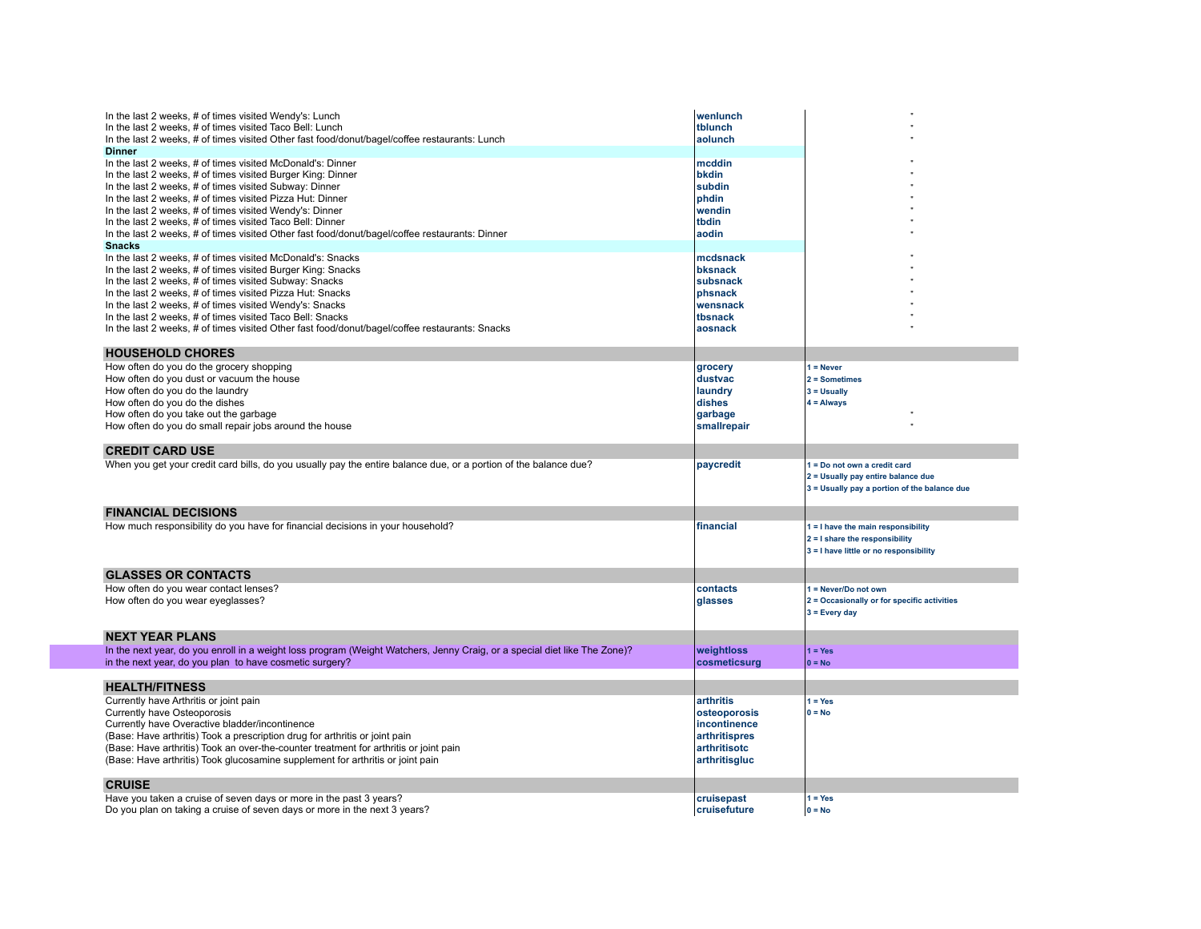| | | |
|---|---|---|
| In the last 2 weeks, # of times visited Wendy's: Lunch | **wenlunch** | " |
| In the last 2 weeks, # of times visited Taco Bell: Lunch | **tblunch** | " |
| In the last 2 weeks, # of times visited Other fast food/donut/bagel/coffee restaurants: Lunch | **aolunch** | " |
| **Dinner** | | |
| In the last 2 weeks, # of times visited McDonald's: Dinner | **mcddin** | " |
| In the last 2 weeks, # of times visited Burger King: Dinner | **bkdin** | " |
| In the last 2 weeks, # of times visited Subway: Dinner | **subdin** | " |
| In the last 2 weeks, # of times visited Pizza Hut: Dinner | **phdin** | " |
| In the last 2 weeks, # of times visited Wendy's: Dinner | **wendin** | " |
| In the last 2 weeks, # of times visited Taco Bell: Dinner | **tbdin** | " |
| In the last 2 weeks, # of times visited Other fast food/donut/bagel/coffee restaurants: Dinner | **aodin** | " |
| **Snacks** | | |
| In the last 2 weeks, # of times visited McDonald's: Snacks | **mcdsnack** | " |
| In the last 2 weeks, # of times visited Burger King: Snacks | **bksnack** | " |
| In the last 2 weeks, # of times visited Subway: Snacks | **subsnack** | " |
| In the last 2 weeks, # of times visited Pizza Hut: Snacks | **phsnack** | " |
| In the last 2 weeks, # of times visited Wendy's: Snacks | **wensnack** | " |
| In the last 2 weeks, # of times visited Taco Bell: Snacks | **tbsnack** | " |
| In the last 2 weeks, # of times visited Other fast food/donut/bagel/coffee restaurants: Snacks | **aosnack** | " |
| **HOUSEHOLD CHORES** | | |
| How often do you do the grocery shopping | **grocery** | 1 = Never |
| How often do you dust or vacuum the house | **dustvac** | 2 = Sometimes |
| How often do you do the laundry | **laundry** | 3 = Usually |
| How often do you do the dishes | **dishes** | 4 = Always |
| How often do you take out the garbage | **garbage** | " |
| How often do you do small repair jobs around the house | **smallrepair** | " |
| **CREDIT CARD USE** | | |
| When you get your credit card bills, do you usually pay the entire balance due, or a portion of the balance due? | **paycredit** | 1 = Do not own a credit card<br>2 = Usually pay entire balance due<br>3 = Usually pay a portion of the balance due |
| **FINANCIAL DECISIONS** | | |
| How much responsibility do you have for financial decisions in your household? | **financial** | 1 = I have the main responsibility<br>2 = I share the responsibility<br>3 = I have little or no responsibility |
| **GLASSES OR CONTACTS** | | |
| How often do you wear contact lenses? | **contacts** | 1 = Never/Do not own |
| How often do you wear eyeglasses? | **glasses** | 2 = Occasionally or for specific activities<br>3 = Every day |
| **NEXT YEAR PLANS** | | |
| In the next year, do you enroll in a weight loss program (Weight Watchers, Jenny Craig, or a special diet like The Zone)? | **weightloss** | 1 = Yes |
| in the next year, do you plan to have cosmetic surgery? | **cosmeticsurg** | 0 = No |
| **HEALTH/FITNESS** | | |
| Currently have Arthritis or joint pain | **arthritis** | 1 = Yes |
| Currently have Osteoporosis | **osteoporosis** | 0 = No |
| Currently have Overactive bladder/incontinence | **incontinence** | |
| (Base: Have arthritis) Took a prescription drug for arthritis or joint pain | **arthritispres** | |
| (Base: Have arthritis) Took an over-the-counter treatment for arthritis or joint pain | **arthritisotc** | |
| (Base: Have arthritis) Took glucosamine supplement for arthritis or joint pain | **arthritisgluc** | |
| **CRUISE** | | |
| Have you taken a cruise of seven days or more in the past 3 years? | **cruisepast** | 1 = Yes |
| Do you plan on taking a cruise of seven days or more in the next 3 years? | **cruisefuture** | 0 = No |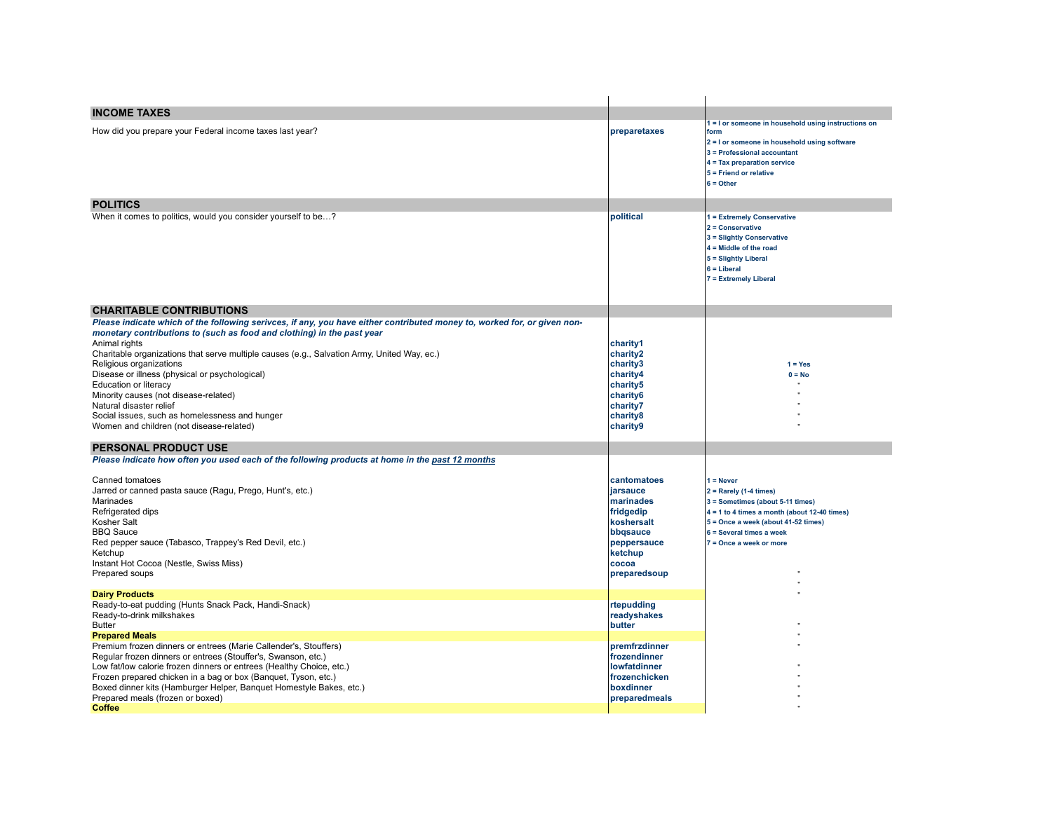## INCOME TAXES

| Question | Variable | Codes |
|---|---|---|
| How did you prepare your Federal income taxes last year? | **preparetaxes** | **1 = I or someone in household using instructions on form**<br>**2 = I or someone in household using software**<br>**3 = Professional accountant**<br>**4 = Tax preparation service**<br>**5 = Friend or relative**<br>**6 = Other** |

## POLITICS

| Question | Variable | Codes |
|---|---|---|
| When it comes to politics, would you consider yourself to be…? | **political** | **1 = Extremely Conservative**<br>**2 = Conservative**<br>**3 = Slightly Conservative**<br>**4 = Middle of the road**<br>**5 = Slightly Liberal**<br>**6 = Liberal**<br>**7 = Extremely Liberal** |

## CHARITABLE CONTRIBUTIONS

***Please indicate which of the following serivces, if any, you have either contributed money to, worked for, or given non-monetary contributions to (such as food and clothing) in the past year***

| Item | Variable | Codes |
|---|---|---|
| Animal rights | **charity1** | |
| Charitable organizations that serve multiple causes (e.g., Salvation Army, United Way, ec.) | **charity2** | |
| Religious organizations | **charity3** | **1 = Yes** |
| Disease or illness (physical or psychological) | **charity4** | **0 = No** |
| Education or literacy | **charity5** | " |
| Minority causes (not disease-related) | **charity6** | " |
| Natural disaster relief | **charity7** | " |
| Social issues, such as homelessness and hunger | **charity8** | " |
| Women and children (not disease-related) | **charity9** | " |

## PERSONAL PRODUCT USE

***Please indicate how often you used each of the following products at home in the past 12 months***

| Item | Variable | Codes |
|---|---|---|
| Canned tomatoes | **cantomatoes** | **1 = Never** |
| Jarred or canned pasta sauce (Ragu, Prego, Hunt's, etc.) | **jarsauce** | **2 = Rarely (1-4 times)** |
| Marinades | **marinades** | **3 = Sometimes (about 5-11 times)** |
| Refrigerated dips | **fridgedip** | **4 = 1 to 4 times a month (about 12-40 times)** |
| Kosher Salt | **koshersalt** | **5 = Once a week (about 41-52 times)** |
| BBQ Sauce | **bbqsauce** | **6 = Several times a week** |
| Red pepper sauce (Tabasco, Trappey's Red Devil, etc.) | **peppersauce** | **7 = Once a week or more** |
| Ketchup | **ketchup** | |
| Instant Hot Cocoa (Nestle, Swiss Miss) | **cocoa** | |
| Prepared soups | **preparedsoup** | " |
| | | " |
| **Dairy Products** | | " |
| Ready-to-eat pudding (Hunts Snack Pack, Handi-Snack) | **rtepudding** | |
| Ready-to-drink milkshakes | **readyshakes** | |
| Butter | **butter** | " |
| **Prepared Meals** | | " |
| Premium frozen dinners or entrees (Marie Callender's, Stouffers) | **premfrzdinner** | " |
| Regular frozen dinners or entrees (Stouffer's, Swanson, etc.) | **frozendinner** | |
| Low fat/low calorie frozen dinners or entrees (Healthy Choice, etc.) | **lowfatdinner** | " |
| Frozen prepared chicken in a bag or box (Banquet, Tyson, etc.) | **frozenchicken** | " |
| Boxed dinner kits (Hamburger Helper, Banquet Homestyle Bakes, etc.) | **boxdinner** | " |
| Prepared meals (frozen or boxed) | **preparedmeals** | " |
| **Coffee** | | " |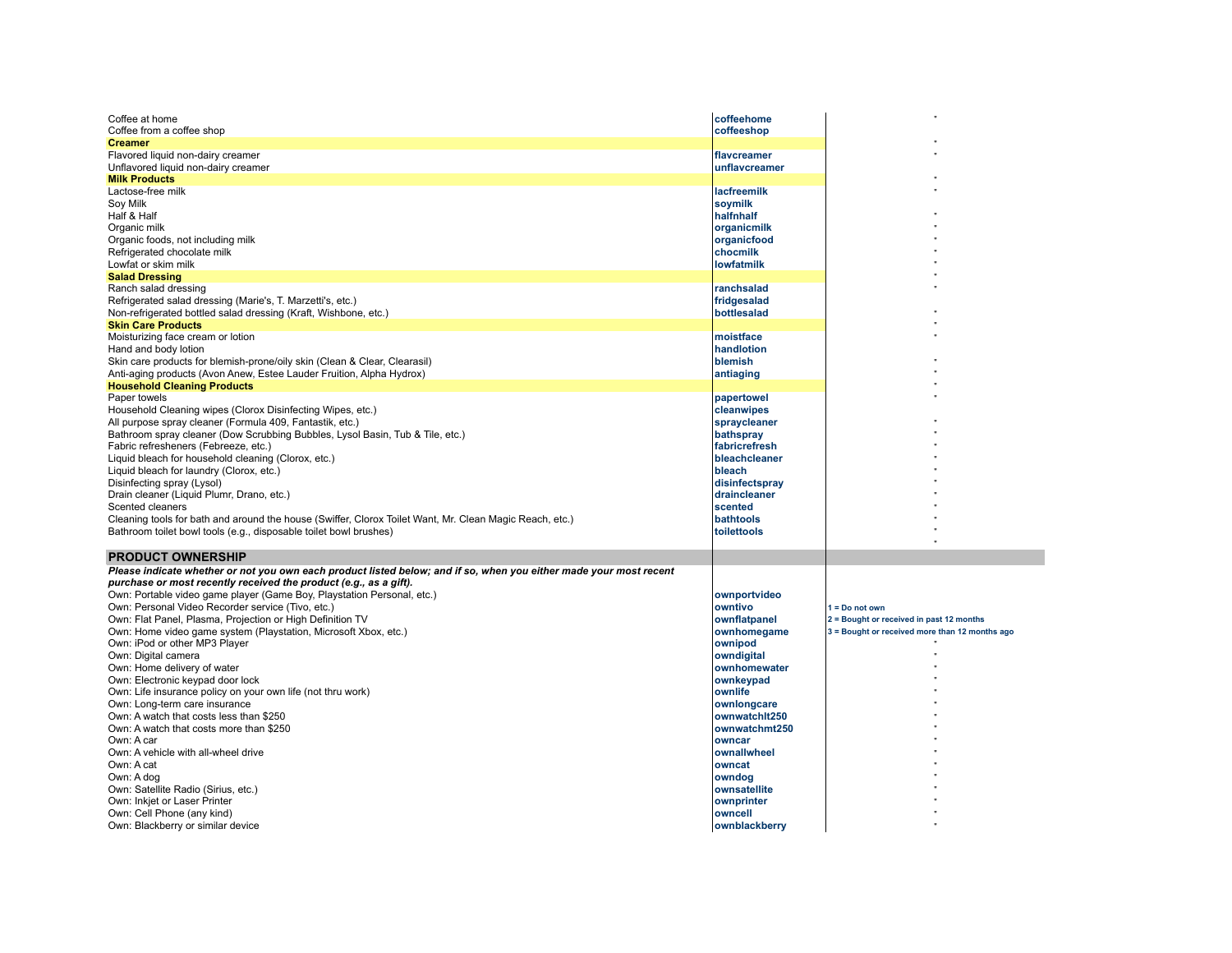| | | |
|---|---|---|
| Coffee at home | coffeehome | |
| Coffee from a coffee shop | coffeeshop | |
| **Creamer** | | |
| Flavored liquid non-dairy creamer | flavcreamer | |
| Unflavored liquid non-dairy creamer | unflavcreamer | |
| **Milk Products** | | |
| Lactose-free milk | lacfreemilk | |
| Soy Milk | soymilk | |
| Half & Half | halfnhalf | |
| Organic milk | organicmilk | |
| Organic foods, not including milk | organicfood | |
| Refrigerated chocolate milk | chocmilk | |
| Lowfat or skim milk | lowfatmilk | |
| **Salad Dressing** | | |
| Ranch salad dressing | ranchsalad | |
| Refrigerated salad dressing (Marie's, T. Marzetti's, etc.) | fridgesalad | |
| Non-refrigerated bottled salad dressing (Kraft, Wishbone, etc.) | bottlesalad | |
| **Skin Care Products** | | |
| Moisturizing face cream or lotion | moistface | |
| Hand and body lotion | handlotion | |
| Skin care products for blemish-prone/oily skin (Clean & Clear, Clearasil) | blemish | |
| Anti-aging products (Avon Anew, Estee Lauder Fruition, Alpha Hydrox) | antiaging | |
| **Household Cleaning Products** | | |
| Paper towels | papertowel | |
| Household Cleaning wipes (Clorox Disinfecting Wipes, etc.) | cleanwipes | |
| All purpose spray cleaner (Formula 409, Fantastik, etc.) | spraycleaner | |
| Bathroom spray cleaner (Dow Scrubbing Bubbles, Lysol Basin, Tub & Tile, etc.) | bathspray | |
| Fabric refresheners (Febreeze, etc.) | fabricrefresh | |
| Liquid bleach for household cleaning (Clorox, etc.) | bleachcleaner | |
| Liquid bleach for laundry (Clorox, etc.) | bleach | |
| Disinfecting spray (Lysol) | disinfectspray | |
| Drain cleaner (Liquid Plumr, Drano, etc.) | draincleaner | |
| Scented cleaners | scented | |
| Cleaning tools for bath and around the house (Swiffer, Clorox Toilet Want, Mr. Clean Magic Reach, etc.) | bathtools | |
| Bathroom toilet bowl tools (e.g., disposable toilet bowl brushes) | toilettools | |

## PRODUCT OWNERSHIP

***Please indicate whether or not you own each product listed below; and if so, when you either made your most recent purchase or most recently received the product (e.g., as a gift).***

| | | |
|---|---|---|
| Own: Portable video game player (Game Boy, Playstation Personal, etc.) | ownportvideo | |
| Own: Personal Video Recorder service (Tivo, etc.) | owntivo | 1 = Do not own |
| Own: Flat Panel, Plasma, Projection or High Definition TV | ownflatpanel | 2 = Bought or received in past 12 months |
| Own: Home video game system (Playstation, Microsoft Xbox, etc.) | ownhomegame | 3 = Bought or received more than 12 months ago |
| Own: iPod or other MP3 Player | ownipod | |
| Own: Digital camera | owndigital | |
| Own: Home delivery of water | ownhomewater | |
| Own: Electronic keypad door lock | ownkeypad | |
| Own: Life insurance policy on your own life (not thru work) | ownlife | |
| Own: Long-term care insurance | ownlongcare | |
| Own: A watch that costs less than $250 | ownwatchlt250 | |
| Own: A watch that costs more than $250 | ownwatchmt250 | |
| Own: A car | owncar | |
| Own: A vehicle with all-wheel drive | ownallwheel | |
| Own: A cat | owncat | |
| Own: A dog | owndog | |
| Own: Satellite Radio (Sirius, etc.) | ownsatellite | |
| Own: Inkjet or Laser Printer | ownprinter | |
| Own: Cell Phone (any kind) | owncell | |
| Own: Blackberry or similar device | ownblackberry | |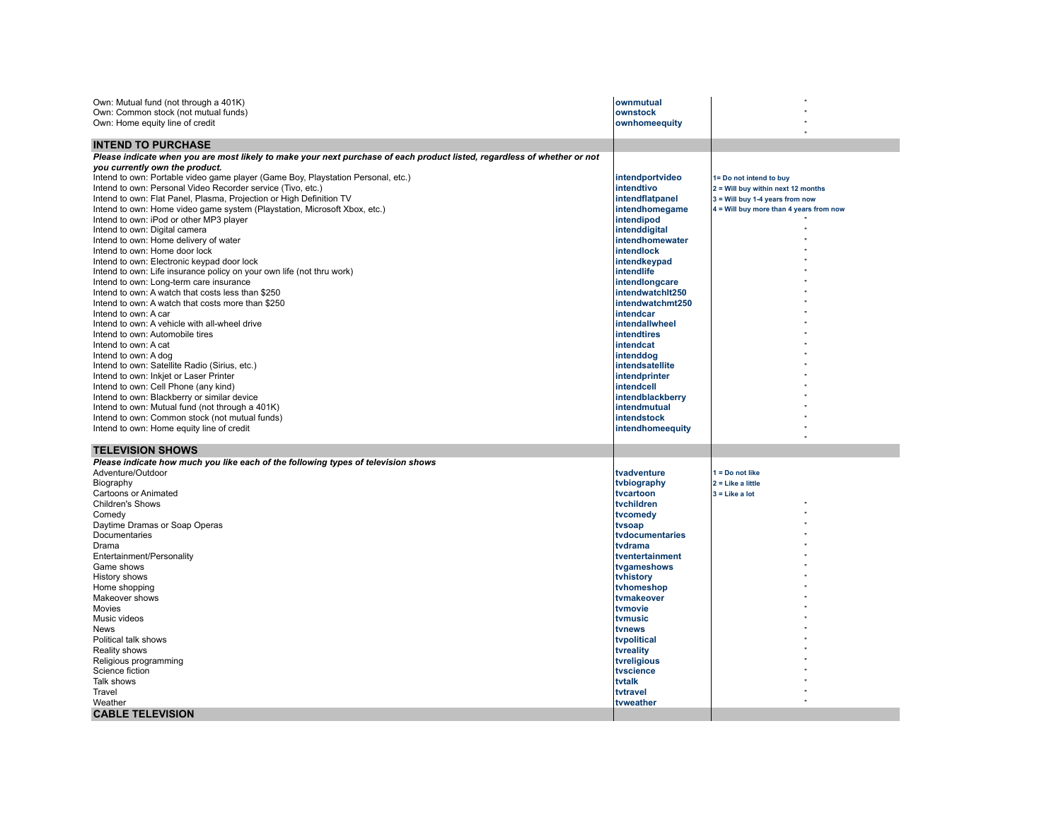| | | |
|---|---|---|
| Own: Mutual fund (not through a 401K) | **ownmutual** | " |
| Own: Common stock (not mutual funds) | **ownstock** | " |
| Own: Home equity line of credit | **ownhomeequity** | " |
| | | " |
| **INTEND TO PURCHASE** | | |
| ***Please indicate when you are most likely to make your next purchase of each product listed, regardless of whether or not you currently own the product.*** | | |
| Intend to own: Portable video game player (Game Boy, Playstation Personal, etc.) | **intendportvideo** | **1= Do not intend to buy** |
| Intend to own: Personal Video Recorder service (Tivo, etc.) | **intendtivo** | **2 = Will buy within next 12 months** |
| Intend to own: Flat Panel, Plasma, Projection or High Definition TV | **intendflatpanel** | **3 = Will buy 1-4 years from now** |
| Intend to own: Home video game system (Playstation, Microsoft Xbox, etc.) | **intendhomegame** | **4 = Will buy more than 4 years from now** |
| Intend to own: iPod or other MP3 player | **intendipod** | " |
| Intend to own: Digital camera | **intenddigital** | " |
| Intend to own: Home delivery of water | **intendhomewater** | " |
| Intend to own: Home door lock | **intendlock** | " |
| Intend to own: Electronic keypad door lock | **intendkeypad** | " |
| Intend to own: Life insurance policy on your own life (not thru work) | **intendlife** | " |
| Intend to own: Long-term care insurance | **intendlongcare** | " |
| Intend to own: A watch that costs less than $250 | **intendwatchlt250** | " |
| Intend to own: A watch that costs more than $250 | **intendwatchmt250** | " |
| Intend to own: A car | **intendcar** | " |
| Intend to own: A vehicle with all-wheel drive | **intendallwheel** | " |
| Intend to own: Automobile tires | **intendtires** | " |
| Intend to own: A cat | **intendcat** | " |
| Intend to own: A dog | **intenddog** | " |
| Intend to own: Satellite Radio (Sirius, etc.) | **intendsatellite** | " |
| Intend to own: Inkjet or Laser Printer | **intendprinter** | " |
| Intend to own: Cell Phone (any kind) | **intendcell** | " |
| Intend to own: Blackberry or similar device | **intendblackberry** | " |
| Intend to own: Mutual fund (not through a 401K) | **intendmutual** | " |
| Intend to own: Common stock (not mutual funds) | **intendstock** | " |
| Intend to own: Home equity line of credit | **intendhomeequity** | " |
| | | " |
| **TELEVISION SHOWS** | | |
| ***Please indicate how much you like each of the following types of television shows*** | | |
| Adventure/Outdoor | **tvadventure** | **1 = Do not like** |
| Biography | **tvbiography** | **2 = Like a little** |
| Cartoons or Animated | **tvcartoon** | **3 = Like a lot** |
| Children's Shows | **tvchildren** | " |
| Comedy | **tvcomedy** | " |
| Daytime Dramas or Soap Operas | **tvsoap** | " |
| Documentaries | **tvdocumentaries** | " |
| Drama | **tvdrama** | " |
| Entertainment/Personality | **tventertainment** | " |
| Game shows | **tvgameshows** | " |
| History shows | **tvhistory** | " |
| Home shopping | **tvhomeshop** | " |
| Makeover shows | **tvmakeover** | " |
| Movies | **tvmovie** | " |
| Music videos | **tvmusic** | " |
| News | **tvnews** | " |
| Political talk shows | **tvpolitical** | " |
| Reality shows | **tvreality** | " |
| Religious programming | **tvreligious** | " |
| Science fiction | **tvscience** | " |
| Talk shows | **tvtalk** | " |
| Travel | **tvtravel** | " |
| Weather | **tvweather** | " |
| **CABLE TELEVISION** | | |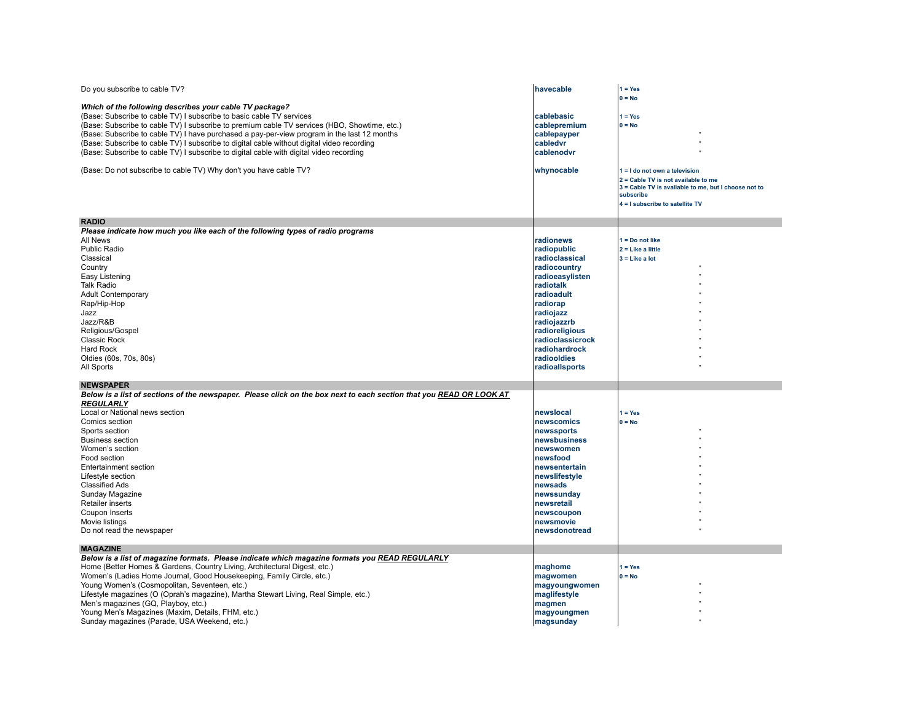| | | |
|---|---|---|
| Do you subscribe to cable TV? | **havecable** | **1 = Yes** |
| | | **0 = No** |
| ***Which of the following describes your cable TV package?*** | | |
| (Base: Subscribe to cable TV) I subscribe to basic cable TV services | **cablebasic** | **1 = Yes** |
| (Base: Subscribe to cable TV) I subscribe to premium cable TV services (HBO, Showtime, etc.) | **cablepremium** | **0 = No** |
| (Base: Subscribe to cable TV) I have purchased a pay-per-view program in the last 12 months | **cablepayper** | " |
| (Base: Subscribe to cable TV) I subscribe to digital cable without digital video recording | **cabledvr** | " |
| (Base: Subscribe to cable TV) I subscribe to digital cable with digital video recording | **cablenodvr** | " |
| (Base: Do not subscribe to cable TV) Why don't you have cable TV? | **whynocable** | **1 = I do not own a television** |
| | | **2 = Cable TV is not available to me** |
| | | **3 = Cable TV is available to me, but I choose not to subscribe** |
| | | **4 = I subscribe to satellite TV** |
| **RADIO** | | |
| ***Please indicate how much you like each of the following types of radio programs*** | | |
| All News | **radionews** | **1 = Do not like** |
| Public Radio | **radiopublic** | **2 = Like a little** |
| Classical | **radioclassical** | **3 = Like a lot** |
| Country | **radiocountry** | " |
| Easy Listening | **radioeasylisten** | " |
| Talk Radio | **radiotalk** | " |
| Adult Contemporary | **radioadult** | " |
| Rap/Hip-Hop | **radiorap** | " |
| Jazz | **radiojazz** | " |
| Jazz/R&B | **radiojazzrb** | " |
| Religious/Gospel | **radioreligious** | " |
| Classic Rock | **radioclassicrock** | " |
| Hard Rock | **radiohardrock** | " |
| Oldies (60s, 70s, 80s) | **radiooldies** | " |
| All Sports | **radioallsports** | " |
| **NEWSPAPER** | | |
| ***Below is a list of sections of the newspaper. Please click on the box next to each section that you <u>READ OR LOOK AT REGULARLY</u>*** | | |
| Local or National news section | **newslocal** | **1 = Yes** |
| Comics section | **newscomics** | **0 = No** |
| Sports section | **newssports** | " |
| Business section | **newsbusiness** | " |
| Women's section | **newswomen** | " |
| Food section | **newsfood** | " |
| Entertainment section | **newsentertain** | " |
| Lifestyle section | **newslifestyle** | " |
| Classified Ads | **newsads** | " |
| Sunday Magazine | **newssunday** | " |
| Retailer inserts | **newsretail** | " |
| Coupon Inserts | **newscoupon** | " |
| Movie listings | **newsmovie** | " |
| Do not read the newspaper | **newsdonotread** | " |
| **MAGAZINE** | | |
| ***Below is a list of magazine formats. Please indicate which magazine formats you <u>READ REGULARLY</u>*** | | |
| Home (Better Homes & Gardens, Country Living, Architectural Digest, etc.) | **maghome** | **1 = Yes** |
| Women's (Ladies Home Journal, Good Housekeeping, Family Circle, etc.) | **magwomen** | **0 = No** |
| Young Women's (Cosmopolitan, Seventeen, etc.) | **magyoungwomen** | " |
| Lifestyle magazines (O (Oprah's magazine), Martha Stewart Living, Real Simple, etc.) | **maglifestyle** | " |
| Men's magazines (GQ, Playboy, etc.) | **magmen** | " |
| Young Men's Magazines (Maxim, Details, FHM, etc.) | **magyoungmen** | " |
| Sunday magazines (Parade, USA Weekend, etc.) | **magsunday** | " |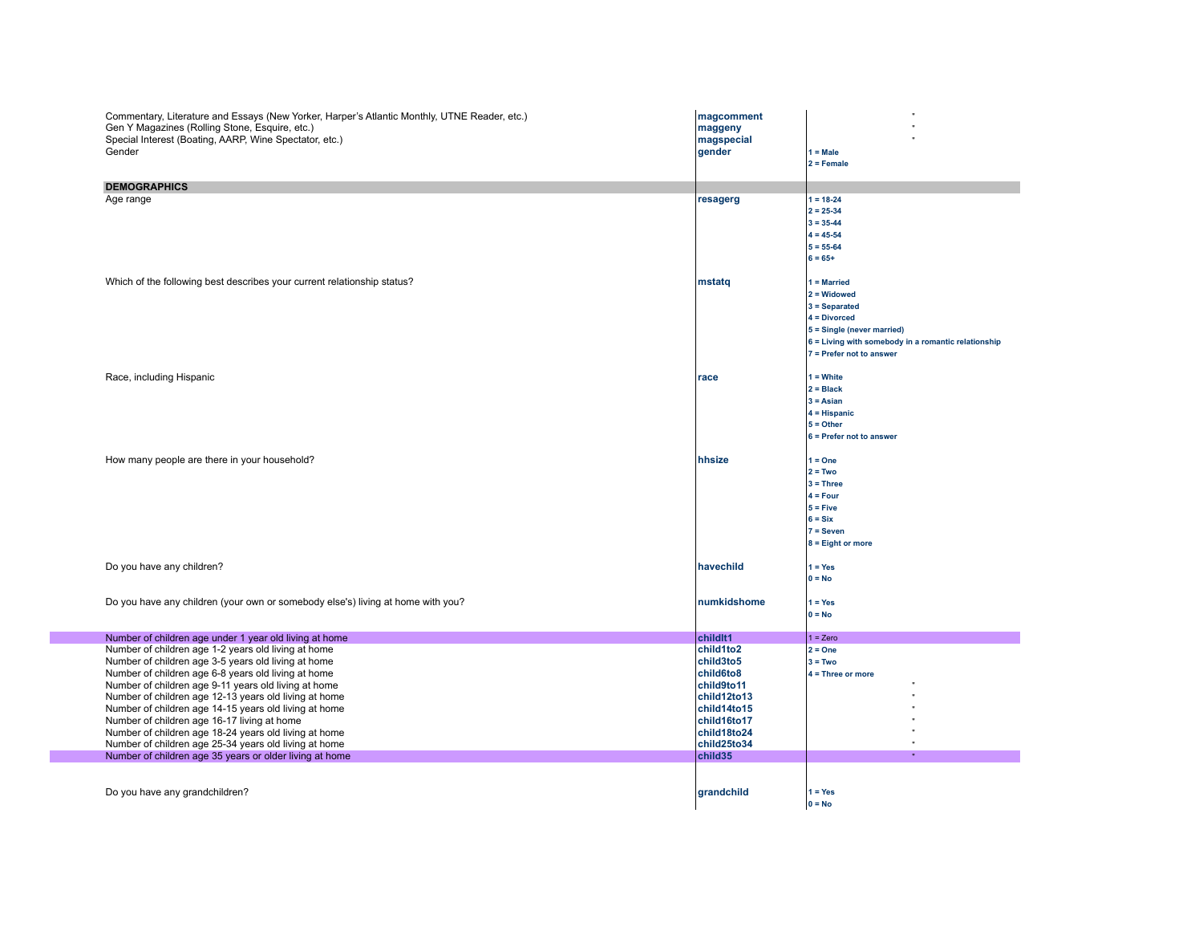| | | |
|---|---|---|
| Commentary, Literature and Essays (New Yorker, Harper's Atlantic Monthly, UTNE Reader, etc.) | **magcomment** | " |
| Gen Y Magazines (Rolling Stone, Esquire, etc.) | **maggeny** | " |
| Special Interest (Boating, AARP, Wine Spectator, etc.) | **magspecial** | " |
| Gender | **gender** | 1 = Male<br>2 = Female |
| **DEMOGRAPHICS** | | |
| Age range | **resagerg** | 1 = 18-24<br>2 = 25-34<br>3 = 35-44<br>4 = 45-54<br>5 = 55-64<br>6 = 65+ |
| Which of the following best describes your current relationship status? | **mstatq** | 1 = Married<br>2 = Widowed<br>3 = Separated<br>4 = Divorced<br>5 = Single (never married)<br>6 = Living with somebody in a romantic relationship<br>7 = Prefer not to answer |
| Race, including Hispanic | **race** | 1 = White<br>2 = Black<br>3 = Asian<br>4 = Hispanic<br>5 = Other<br>6 = Prefer not to answer |
| How many people are there in your household? | **hhsize** | 1 = One<br>2 = Two<br>3 = Three<br>4 = Four<br>5 = Five<br>6 = Six<br>7 = Seven<br>8 = Eight or more |
| Do you have any children? | **havechild** | 1 = Yes<br>0 = No |
| Do you have any children (your own or somebody else's) living at home with you? | **numkidshome** | 1 = Yes<br>0 = No |
| Number of children age under 1 year old living at home | **childlt1** | 1 = Zero |
| Number of children age 1-2 years old living at home | **child1to2** | 2 = One |
| Number of children age 3-5 years old living at home | **child3to5** | 3 = Two |
| Number of children age 6-8 years old living at home | **child6to8** | 4 = Three or more |
| Number of children age 9-11 years old living at home | **child9to11** | " |
| Number of children age 12-13 years old living at home | **child12to13** | " |
| Number of children age 14-15 years old living at home | **child14to15** | " |
| Number of children age 16-17 living at home | **child16to17** | " |
| Number of children age 18-24 years old living at home | **child18to24** | " |
| Number of children age 25-34 years old living at home | **child25to34** | " |
| Number of children age 35 years or older living at home | **child35** | " |
| Do you have any grandchildren? | **grandchild** | 1 = Yes<br>0 = No |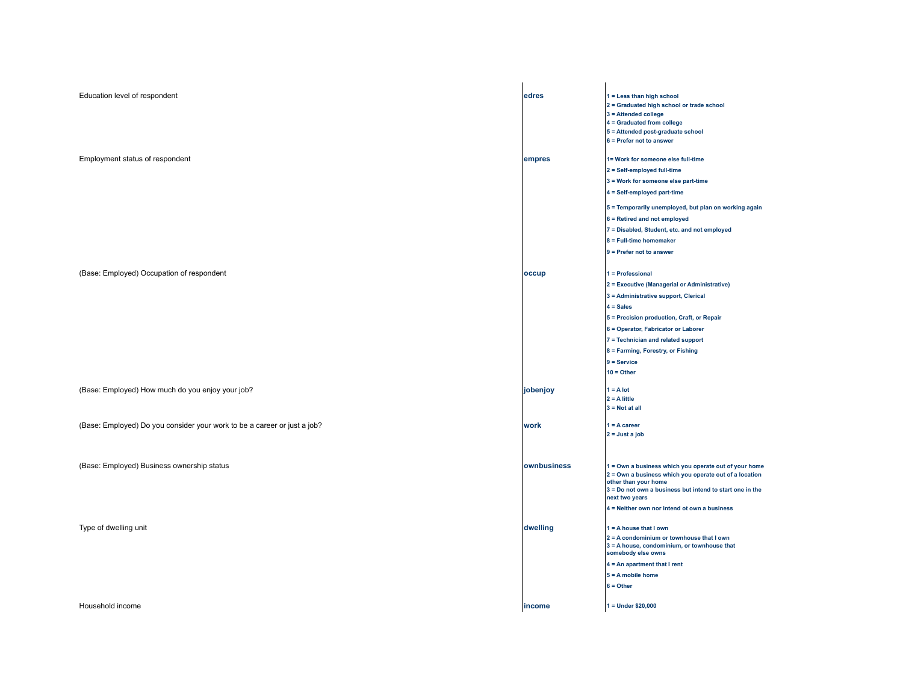| | | |
|---|---|---|
| Education level of respondent | **edres** | **1 = Less than high school**<br>**2 = Graduated high school or trade school**<br>**3 = Attended college**<br>**4 = Graduated from college**<br>**5 = Attended post-graduate school**<br>**6 = Prefer not to answer** |
| Employment status of respondent | **empres** | **1= Work for someone else full-time**<br>**2 = Self-employed full-time**<br>**3 = Work for someone else part-time**<br>**4 = Self-employed part-time**<br>**5 = Temporarily unemployed, but plan on working again**<br>**6 = Retired and not employed**<br>**7 = Disabled, Student, etc. and not employed**<br>**8 = Full-time homemaker**<br>**9 = Prefer not to answer** |
| (Base: Employed) Occupation of respondent | **occup** | **1 = Professional**<br>**2 = Executive (Managerial or Administrative)**<br>**3 = Administrative support, Clerical**<br>**4 = Sales**<br>**5 = Precision production, Craft, or Repair**<br>**6 = Operator, Fabricator or Laborer**<br>**7 = Technician and related support**<br>**8 = Farming, Forestry, or Fishing**<br>**9 = Service**<br>**10 = Other** |
| (Base: Employed) How much do you enjoy your job? | **jobenjoy** | **1 = A lot**<br>**2 = A little**<br>**3 = Not at all** |
| (Base: Employed) Do you consider your work to be a career or just a job? | **work** | **1 = A career**<br>**2 = Just a job** |
| (Base: Employed) Business ownership status | **ownbusiness** | **1 = Own a business which you operate out of your home**<br>**2 = Own a business which you operate out of a location other than your home**<br>**3 = Do not own a business but intend to start one in the next two years**<br>**4 = Neither own nor intend ot own a business** |
| Type of dwelling unit | **dwelling** | **1 = A house that I own**<br>**2 = A condominium or townhouse that I own**<br>**3 = A house, condominium, or townhouse that somebody else owns**<br>**4 = An apartment that I rent**<br>**5 = A mobile home**<br>**6 = Other** |
| Household income | **income** | **1 = Under $20,000** |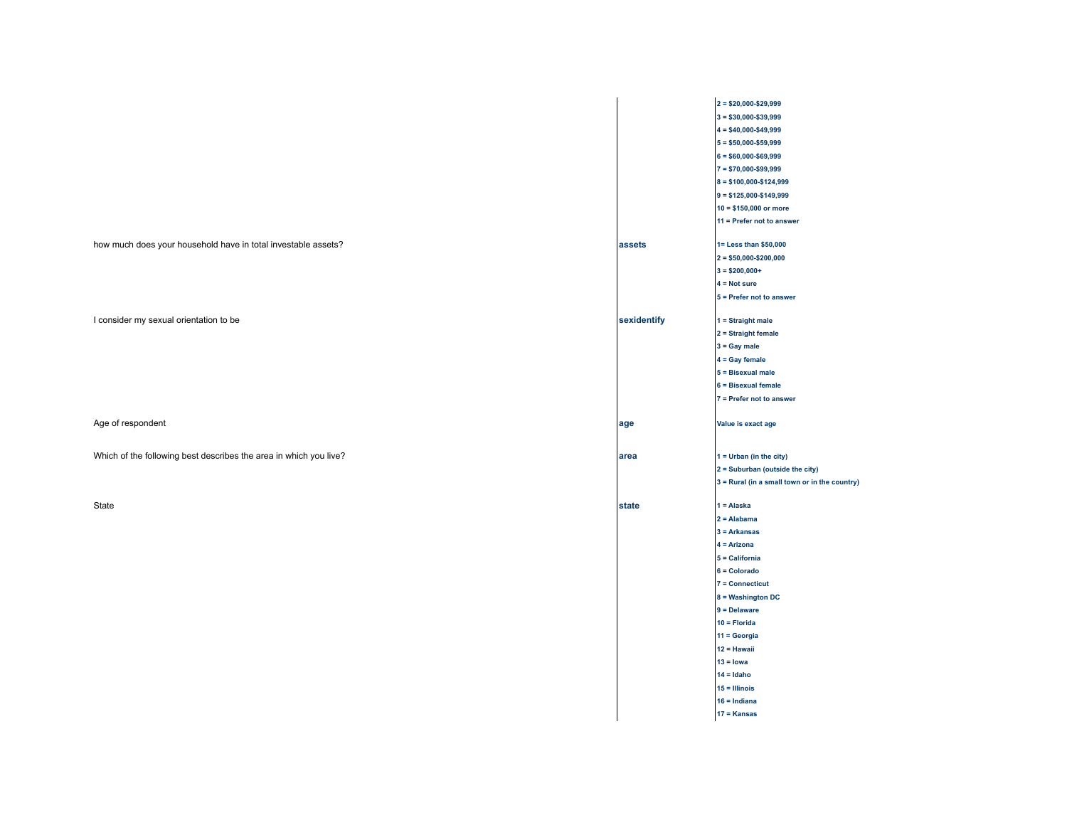| | | |
|---|---|---|
| | | 2 = $20,000-$29,999 |
| | | 3 = $30,000-$39,999 |
| | | 4 = $40,000-$49,999 |
| | | 5 = $50,000-$59,999 |
| | | 6 = $60,000-$69,999 |
| | | 7 = $70,000-$99,999 |
| | | 8 = $100,000-$124,999 |
| | | 9 = $125,000-$149,999 |
| | | 10 = $150,000 or more |
| | | 11 = Prefer not to answer |
| how much does your household have in total investable assets? | assets | 1= Less than $50,000 |
| | | 2 = $50,000-$200,000 |
| | | 3 = $200,000+ |
| | | 4 = Not sure |
| | | 5 = Prefer not to answer |
| I consider my sexual orientation to be | sexidentify | 1 = Straight male |
| | | 2 = Straight female |
| | | 3 = Gay male |
| | | 4 = Gay female |
| | | 5 = Bisexual male |
| | | 6 = Bisexual female |
| | | 7 = Prefer not to answer |
| Age of respondent | age | Value is exact age |
| Which of the following best describes the area in which you live? | area | 1 = Urban (in the city) |
| | | 2 = Suburban (outside the city) |
| | | 3 = Rural (in a small town or in the country) |
| State | state | 1 = Alaska |
| | | 2 = Alabama |
| | | 3 = Arkansas |
| | | 4 = Arizona |
| | | 5 = California |
| | | 6 = Colorado |
| | | 7 = Connecticut |
| | | 8 = Washington DC |
| | | 9 = Delaware |
| | | 10 = Florida |
| | | 11 = Georgia |
| | | 12 = Hawaii |
| | | 13 = Iowa |
| | | 14 = Idaho |
| | | 15 = Illinois |
| | | 16 = Indiana |
| | | 17 = Kansas |